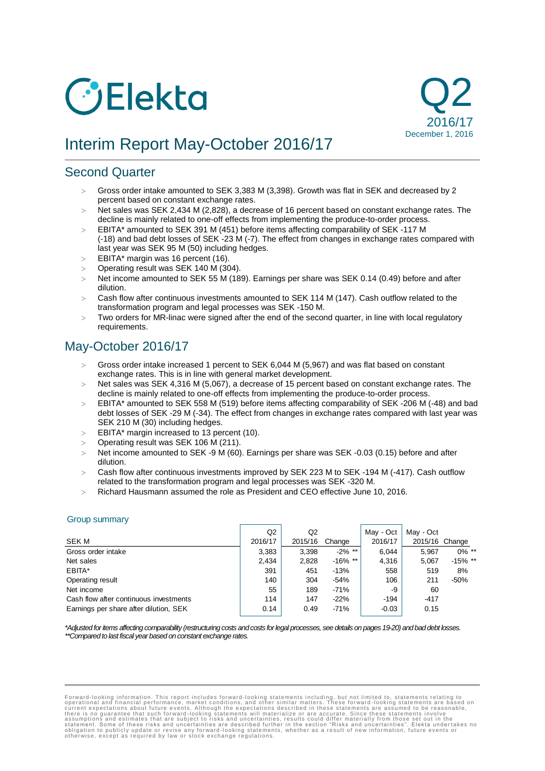Elekta

Q2 2016/17
December 1, 2016

# Interim Report May-October 2016/17

## Second Quarter

- Gross order intake amounted to SEK 3,383 M (3,398). Growth was flat in SEK and decreased by 2 percent based on constant exchange rates.
- Net sales was SEK 2,434 M (2,828), a decrease of 16 percent based on constant exchange rates. The decline is mainly related to one-off effects from implementing the produce-to-order process.
- EBITA* amounted to SEK 391 M (451) before items affecting comparability of SEK -117 M (-18) and bad debt losses of SEK -23 M (-7). The effect from changes in exchange rates compared with last year was SEK 95 M (50) including hedges.
- EBITA* margin was 16 percent (16).
- Operating result was SEK 140 M (304).
- Net income amounted to SEK 55 M (189). Earnings per share was SEK 0.14 (0.49) before and after dilution.
- Cash flow after continuous investments amounted to SEK 114 M (147). Cash outflow related to the transformation program and legal processes was SEK -150 M.
- Two orders for MR-linac were signed after the end of the second quarter, in line with local regulatory requirements.

## May-October 2016/17

- Gross order intake increased 1 percent to SEK 6,044 M (5,967) and was flat based on constant exchange rates. This is in line with general market development.
- Net sales was SEK 4,316 M (5,067), a decrease of 15 percent based on constant exchange rates. The decline is mainly related to one-off effects from implementing the produce-to-order process.
- EBITA* amounted to SEK 558 M (519) before items affecting comparability of SEK -206 M (-48) and bad debt losses of SEK -29 M (-34). The effect from changes in exchange rates compared with last year was SEK 210 M (30) including hedges.
- EBITA* margin increased to 13 percent (10).
- Operating result was SEK 106 M (211).
- Net income amounted to SEK -9 M (60). Earnings per share was SEK -0.03 (0.15) before and after dilution.
- Cash flow after continuous investments improved by SEK 223 M to SEK -194 M (-417). Cash outflow related to the transformation program and legal processes was SEK -320 M.
- Richard Hausmann assumed the role as President and CEO effective June 10, 2016.

### Group summary

| SEK M | Q2 2016/17 | Q2 2015/16 | Change | May - Oct 2016/17 | May - Oct 2015/16 | Change |
|---|---|---|---|---|---|---|
| Gross order intake | 3,383 | 3,398 | -2% ** | 6,044 | 5,967 | 0% ** |
| Net sales | 2,434 | 2,828 | -16% ** | 4,316 | 5,067 | -15% ** |
| EBITA* | 391 | 451 | -13% | 558 | 519 | 8% |
| Operating result | 140 | 304 | -54% | 106 | 211 | -50% |
| Net income | 55 | 189 | -71% | -9 | 60 | |
| Cash flow after continuous investments | 114 | 147 | -22% | -194 | -417 | |
| Earnings per share after dilution, SEK | 0.14 | 0.49 | -71% | -0.03 | 0.15 | |

*\*Adjusted for items affecting comparability (restructuring costs and costs for legal processes, see details on pages 19-20) and bad debt losses.*
*\*\*Compared to last fiscal year based on constant exchange rates.*

Forward-looking information. This report includes forward-looking statements including, but not limited to, statements relating to operational and financial performance, market conditions, and other similar matters. These forward-looking statements are based on current expectations about future events. Although the expectations described in these statements are assumed to be reasonable, there is no guarantee that such forward-looking statements will materialize or are accurate. Since these statements involve assumptions and estimates that are subject to risks and uncertainties, results could differ materially from those set out in the statement. Some of these risks and uncertainties are described further in the section "Risks and uncertainties". Elekta undertakes no obligation to publicly update or revise any forward-looking statements, whether as a result of new information, future events or otherwise, except as required by law or stock exchange regulations.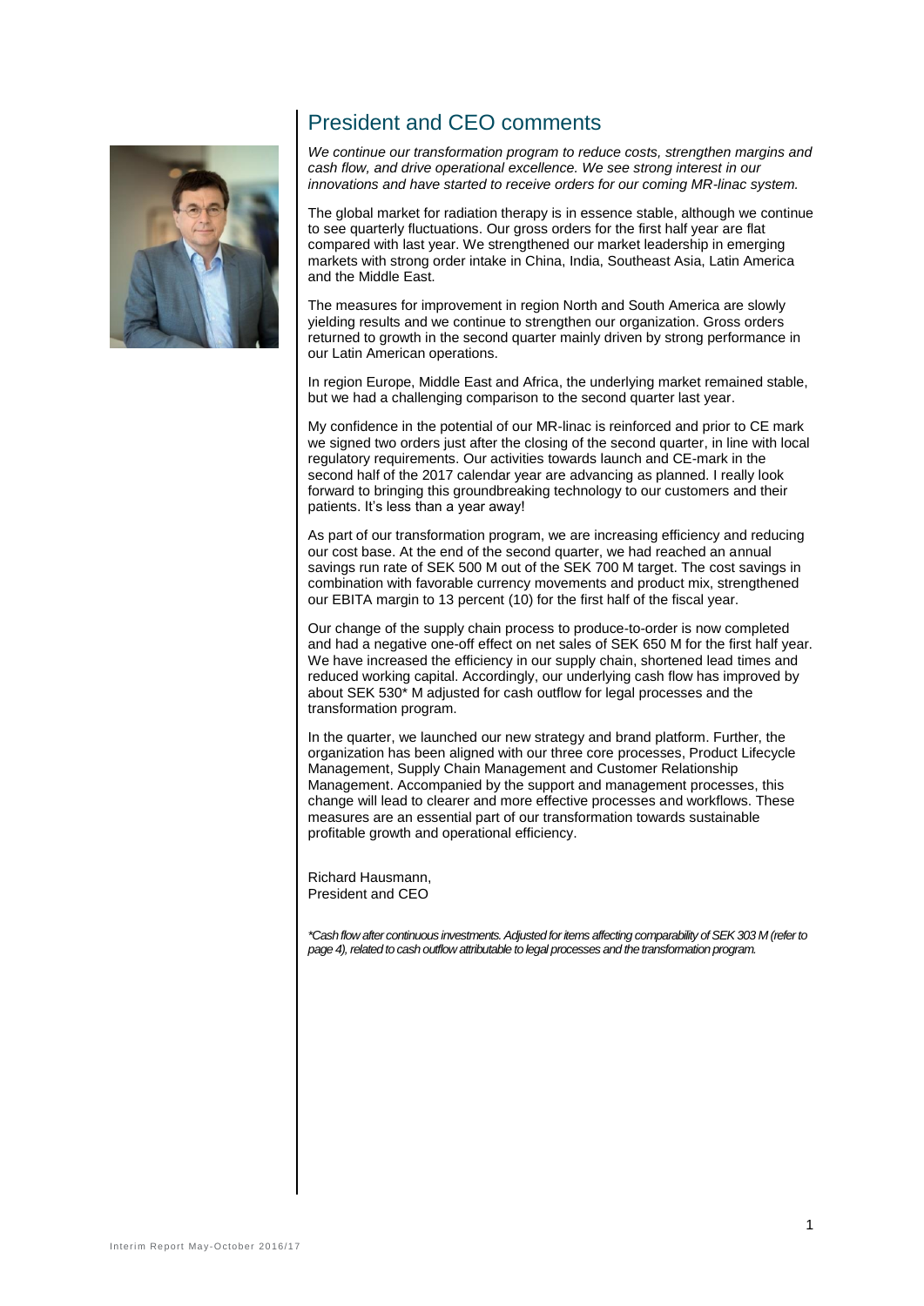## President and CEO comments

*We continue our transformation program to reduce costs, strengthen margins and cash flow, and drive operational excellence. We see strong interest in our innovations and have started to receive orders for our coming MR-linac system.*

The global market for radiation therapy is in essence stable, although we continue to see quarterly fluctuations. Our gross orders for the first half year are flat compared with last year. We strengthened our market leadership in emerging markets with strong order intake in China, India, Southeast Asia, Latin America and the Middle East.

The measures for improvement in region North and South America are slowly yielding results and we continue to strengthen our organization. Gross orders returned to growth in the second quarter mainly driven by strong performance in our Latin American operations.

In region Europe, Middle East and Africa, the underlying market remained stable, but we had a challenging comparison to the second quarter last year.

My confidence in the potential of our MR-linac is reinforced and prior to CE mark we signed two orders just after the closing of the second quarter, in line with local regulatory requirements. Our activities towards launch and CE-mark in the second half of the 2017 calendar year are advancing as planned. I really look forward to bringing this groundbreaking technology to our customers and their patients. It's less than a year away!

As part of our transformation program, we are increasing efficiency and reducing our cost base. At the end of the second quarter, we had reached an annual savings run rate of SEK 500 M out of the SEK 700 M target. The cost savings in combination with favorable currency movements and product mix, strengthened our EBITA margin to 13 percent (10) for the first half of the fiscal year.

Our change of the supply chain process to produce-to-order is now completed and had a negative one-off effect on net sales of SEK 650 M for the first half year. We have increased the efficiency in our supply chain, shortened lead times and reduced working capital. Accordingly, our underlying cash flow has improved by about SEK 530* M adjusted for cash outflow for legal processes and the transformation program.

In the quarter, we launched our new strategy and brand platform. Further, the organization has been aligned with our three core processes, Product Lifecycle Management, Supply Chain Management and Customer Relationship Management. Accompanied by the support and management processes, this change will lead to clearer and more effective processes and workflows. These measures are an essential part of our transformation towards sustainable profitable growth and operational efficiency.

Richard Hausmann,
President and CEO

*\*Cash flow after continuous investments. Adjusted for items affecting comparability of SEK 303 M (refer to page 4), related to cash outflow attributable to legal processes and the transformation program.*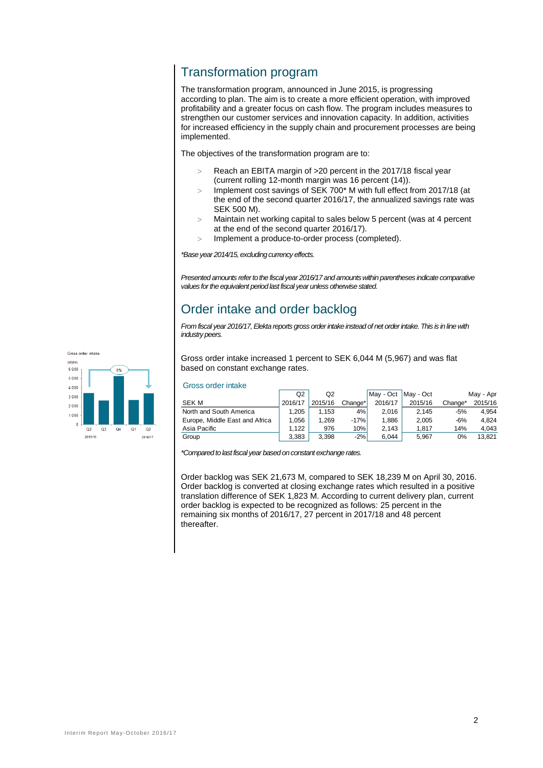## Transformation program

The transformation program, announced in June 2015, is progressing according to plan. The aim is to create a more efficient operation, with improved profitability and a greater focus on cash flow. The program includes measures to strengthen our customer services and innovation capacity. In addition, activities for increased efficiency in the supply chain and procurement processes are being implemented.

The objectives of the transformation program are to:

- Reach an EBITA margin of >20 percent in the 2017/18 fiscal year (current rolling 12-month margin was 16 percent (14)).
- Implement cost savings of SEK 700* M with full effect from 2017/18 (at the end of the second quarter 2016/17, the annualized savings rate was SEK 500 M).
- Maintain net working capital to sales below 5 percent (was at 4 percent at the end of the second quarter 2016/17).
- Implement a produce-to-order process (completed).

*\*Base year 2014/15, excluding currency effects.*

*Presented amounts refer to the fiscal year 2016/17 and amounts within parentheses indicate comparative values for the equivalent period last fiscal year unless otherwise stated.*

## Order intake and order backlog

*From fiscal year 2016/17, Elekta reports gross order intake instead of net order intake. This is in line with industry peers.*

Gross order intake increased 1 percent to SEK 6,044 M (5,967) and was flat based on constant exchange rates.

Gross order intake

| SEK M | Q2 2016/17 | Q2 2015/16 | Change* | May - Oct 2016/17 | May - Oct 2015/16 | Change* | May - Apr 2015/16 |
|---|---|---|---|---|---|---|---|
| North and South America | 1,205 | 1,153 | 4% | 2,016 | 2,145 | -5% | 4,954 |
| Europe, Middle East and Africa | 1,056 | 1,269 | -17% | 1,886 | 2,005 | -6% | 4,824 |
| Asia Pacific | 1,122 | 976 | 10% | 2,143 | 1,817 | 14% | 4,043 |
| Group | 3,383 | 3,398 | -2% | 6,044 | 5,967 | 0% | 13,821 |

*\*Compared to last fiscal year based on constant exchange rates.*

Order backlog was SEK 21,673 M, compared to SEK 18,239 M on April 30, 2016. Order backlog is converted at closing exchange rates which resulted in a positive translation difference of SEK 1,823 M. According to current delivery plan, current order backlog is expected to be recognized as follows: 25 percent in the remaining six months of 2016/17, 27 percent in 2017/18 and 48 percent thereafter.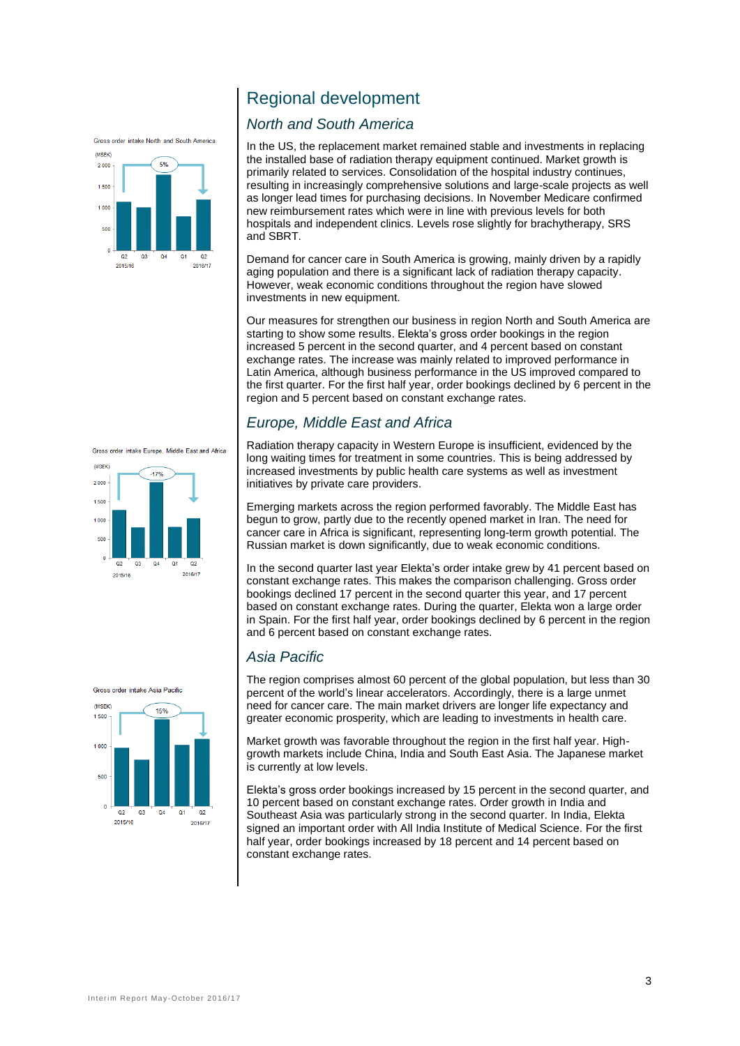# Regional development

## *North and South America*

Gross order intake North and South America

In the US, the replacement market remained stable and investments in replacing the installed base of radiation therapy equipment continued. Market growth is primarily related to services. Consolidation of the hospital industry continues, resulting in increasingly comprehensive solutions and large-scale projects as well as longer lead times for purchasing decisions. In November Medicare confirmed new reimbursement rates which were in line with previous levels for both hospitals and independent clinics. Levels rose slightly for brachytherapy, SRS and SBRT.

Demand for cancer care in South America is growing, mainly driven by a rapidly aging population and there is a significant lack of radiation therapy capacity. However, weak economic conditions throughout the region have slowed investments in new equipment.

Our measures for strengthen our business in region North and South America are starting to show some results. Elekta's gross order bookings in the region increased 5 percent in the second quarter, and 4 percent based on constant exchange rates. The increase was mainly related to improved performance in Latin America, although business performance in the US improved compared to the first quarter. For the first half year, order bookings declined by 6 percent in the region and 5 percent based on constant exchange rates.

## *Europe, Middle East and Africa*

Gross order intake Europe, Middle East and Africa

Radiation therapy capacity in Western Europe is insufficient, evidenced by the long waiting times for treatment in some countries. This is being addressed by increased investments by public health care systems as well as investment initiatives by private care providers.

Emerging markets across the region performed favorably. The Middle East has begun to grow, partly due to the recently opened market in Iran. The need for cancer care in Africa is significant, representing long-term growth potential. The Russian market is down significantly, due to weak economic conditions.

In the second quarter last year Elekta's order intake grew by 41 percent based on constant exchange rates. This makes the comparison challenging. Gross order bookings declined 17 percent in the second quarter this year, and 17 percent based on constant exchange rates. During the quarter, Elekta won a large order in Spain. For the first half year, order bookings declined by 6 percent in the region and 6 percent based on constant exchange rates.

## *Asia Pacific*

Gross order intake Asia Pacific

The region comprises almost 60 percent of the global population, but less than 30 percent of the world's linear accelerators. Accordingly, there is a large unmet need for cancer care. The main market drivers are longer life expectancy and greater economic prosperity, which are leading to investments in health care.

Market growth was favorable throughout the region in the first half year. High-growth markets include China, India and South East Asia. The Japanese market is currently at low levels.

Elekta's gross order bookings increased by 15 percent in the second quarter, and 10 percent based on constant exchange rates. Order growth in India and Southeast Asia was particularly strong in the second quarter. In India, Elekta signed an important order with All India Institute of Medical Science. For the first half year, order bookings increased by 18 percent and 14 percent based on constant exchange rates.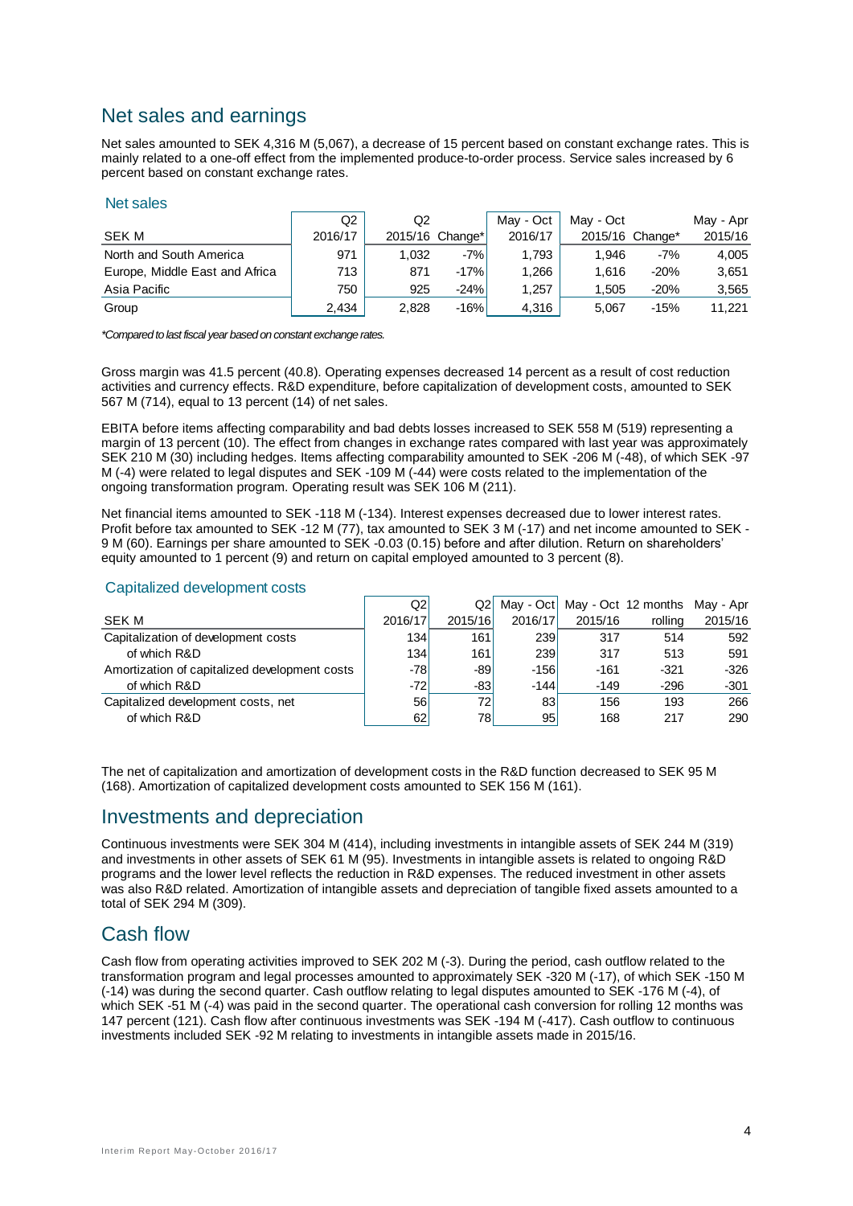## Net sales and earnings

Net sales amounted to SEK 4,316 M (5,067), a decrease of 15 percent based on constant exchange rates. This is mainly related to a one-off effect from the implemented produce-to-order process. Service sales increased by 6 percent based on constant exchange rates.

### Net sales

| SEK M | Q2 2016/17 | Q2 2015/16 | Change* | May - Oct 2016/17 | May - Oct 2015/16 | Change* | May - Apr 2015/16 |
|---|---|---|---|---|---|---|---|
| North and South America | 971 | 1,032 | -7% | 1,793 | 1,946 | -7% | 4,005 |
| Europe, Middle East and Africa | 713 | 871 | -17% | 1,266 | 1,616 | -20% | 3,651 |
| Asia Pacific | 750 | 925 | -24% | 1,257 | 1,505 | -20% | 3,565 |
| Group | 2,434 | 2,828 | -16% | 4,316 | 5,067 | -15% | 11,221 |

*\*Compared to last fiscal year based on constant exchange rates.*

Gross margin was 41.5 percent (40.8). Operating expenses decreased 14 percent as a result of cost reduction activities and currency effects. R&D expenditure, before capitalization of development costs, amounted to SEK 567 M (714), equal to 13 percent (14) of net sales.

EBITA before items affecting comparability and bad debts losses increased to SEK 558 M (519) representing a margin of 13 percent (10). The effect from changes in exchange rates compared with last year was approximately SEK 210 M (30) including hedges. Items affecting comparability amounted to SEK -206 M (-48), of which SEK -97 M (-4) were related to legal disputes and SEK -109 M (-44) were costs related to the implementation of the ongoing transformation program. Operating result was SEK 106 M (211).

Net financial items amounted to SEK -118 M (-134). Interest expenses decreased due to lower interest rates. Profit before tax amounted to SEK -12 M (77), tax amounted to SEK 3 M (-17) and net income amounted to SEK -9 M (60). Earnings per share amounted to SEK -0.03 (0.15) before and after dilution. Return on shareholders' equity amounted to 1 percent (9) and return on capital employed amounted to 3 percent (8).

### Capitalized development costs

| SEK M | Q2 2016/17 | Q2 2015/16 | May - Oct 2016/17 | May - Oct 2015/16 | 12 months rolling | May - Apr 2015/16 |
|---|---|---|---|---|---|---|
| Capitalization of development costs | 134 | 161 | 239 | 317 | 514 | 592 |
| of which R&D | 134 | 161 | 239 | 317 | 513 | 591 |
| Amortization of capitalized development costs | -78 | -89 | -156 | -161 | -321 | -326 |
| of which R&D | -72 | -83 | -144 | -149 | -296 | -301 |
| Capitalized development costs, net | 56 | 72 | 83 | 156 | 193 | 266 |
| of which R&D | 62 | 78 | 95 | 168 | 217 | 290 |

The net of capitalization and amortization of development costs in the R&D function decreased to SEK 95 M (168). Amortization of capitalized development costs amounted to SEK 156 M (161).

## Investments and depreciation

Continuous investments were SEK 304 M (414), including investments in intangible assets of SEK 244 M (319) and investments in other assets of SEK 61 M (95). Investments in intangible assets is related to ongoing R&D programs and the lower level reflects the reduction in R&D expenses. The reduced investment in other assets was also R&D related. Amortization of intangible assets and depreciation of tangible fixed assets amounted to a total of SEK 294 M (309).

## Cash flow

Cash flow from operating activities improved to SEK 202 M (-3). During the period, cash outflow related to the transformation program and legal processes amounted to approximately SEK -320 M (-17), of which SEK -150 M (-14) was during the second quarter. Cash outflow relating to legal disputes amounted to SEK -176 M (-4), of which SEK -51 M (-4) was paid in the second quarter. The operational cash conversion for rolling 12 months was 147 percent (121). Cash flow after continuous investments was SEK -194 M (-417). Cash outflow to continuous investments included SEK -92 M relating to investments in intangible assets made in 2015/16.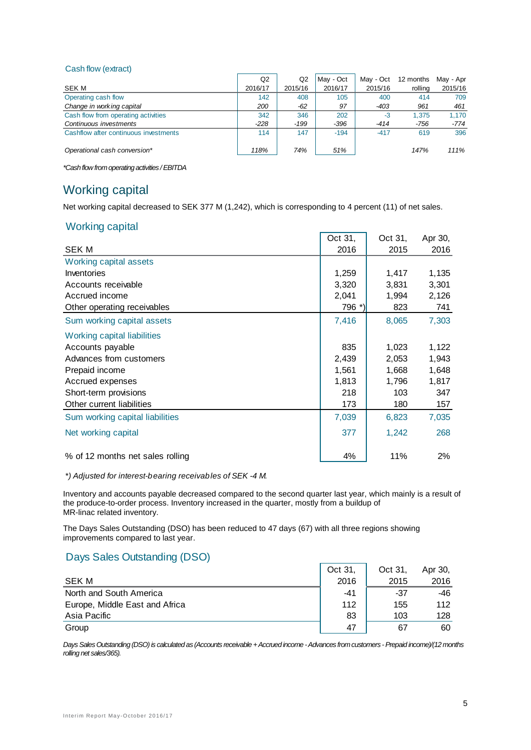### Cash flow (extract)

| SEK M | Q2 2016/17 | Q2 2015/16 | May - Oct 2016/17 | May - Oct 2015/16 | 12 months rolling | May - Apr 2015/16 |
|---|---|---|---|---|---|---|
| Operating cash flow | 142 | 408 | 105 | 400 | 414 | 709 |
| *Change in working capital* | *200* | *-62* | *97* | *-403* | *961* | *461* |
| Cash flow from operating activities | 342 | 346 | 202 | -3 | 1,375 | 1,170 |
| *Continuous investments* | *-228* | *-199* | *-396* | *-414* | *-756* | *-774* |
| Cashflow after continuous investments | 114 | 147 | -194 | -417 | 619 | 396 |
| *Operational cash conversion** | *118%* | *74%* | *51%* | | *147%* | *111%* |

*\*Cash flow from operating activities / EBITDA*

## Working capital

Net working capital decreased to SEK 377 M (1,242), which is corresponding to 4 percent (11) of net sales.

### Working capital

| SEK M | Oct 31, 2016 | Oct 31, 2015 | Apr 30, 2016 |
|---|---|---|---|
| **Working capital assets** | | | |
| Inventories | 1,259 | 1,417 | 1,135 |
| Accounts receivable | 3,320 | 3,831 | 3,301 |
| Accrued income | 2,041 | 1,994 | 2,126 |
| Other operating receivables | 796 *) | 823 | 741 |
| Sum working capital assets | 7,416 | 8,065 | 7,303 |
| **Working capital liabilities** | | | |
| Accounts payable | 835 | 1,023 | 1,122 |
| Advances from customers | 2,439 | 2,053 | 1,943 |
| Prepaid income | 1,561 | 1,668 | 1,648 |
| Accrued expenses | 1,813 | 1,796 | 1,817 |
| Short-term provisions | 218 | 103 | 347 |
| Other current liabilities | 173 | 180 | 157 |
| Sum working capital liabilities | 7,039 | 6,823 | 7,035 |
| Net working capital | 377 | 1,242 | 268 |
| % of 12 months net sales rolling | 4% | 11% | 2% |

*\*) Adjusted for interest-bearing receivables of SEK -4 M.*

Inventory and accounts payable decreased compared to the second quarter last year, which mainly is a result of the produce-to-order process. Inventory increased in the quarter, mostly from a buildup of MR-linac related inventory.

The Days Sales Outstanding (DSO) has been reduced to 47 days (67) with all three regions showing improvements compared to last year.

### Days Sales Outstanding (DSO)

| SEK M | Oct 31, 2016 | Oct 31, 2015 | Apr 30, 2016 |
|---|---|---|---|
| North and South America | -41 | -37 | -46 |
| Europe, Middle East and Africa | 112 | 155 | 112 |
| Asia Pacific | 83 | 103 | 128 |
| Group | 47 | 67 | 60 |

*Days Sales Outstanding (DSO) is calculated as (Accounts receivable + Accrued income - Advances from customers - Prepaid income)/(12 months rolling net sales/365).*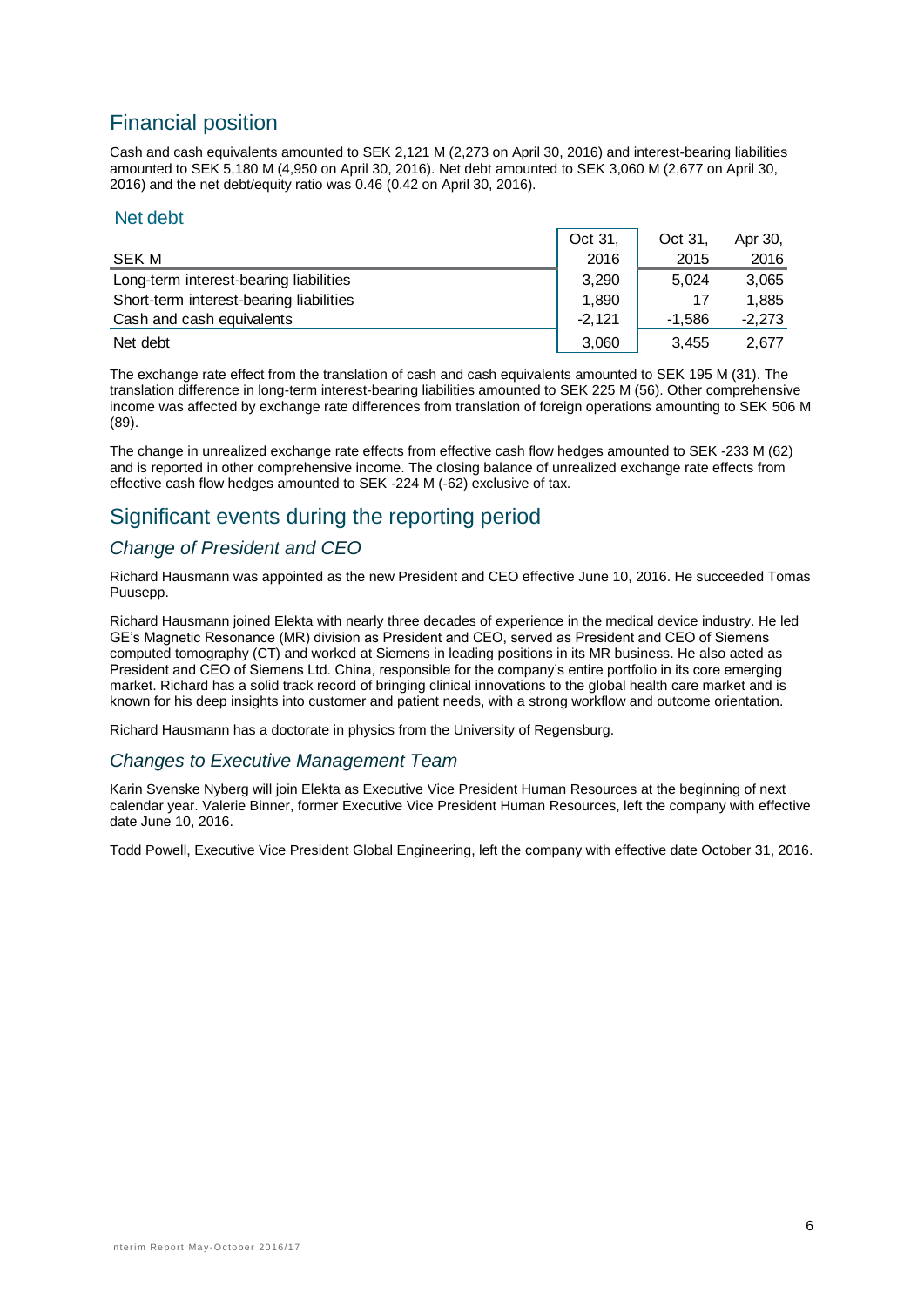# Financial position

Cash and cash equivalents amounted to SEK 2,121 M (2,273 on April 30, 2016) and interest-bearing liabilities amounted to SEK 5,180 M (4,950 on April 30, 2016). Net debt amounted to SEK 3,060 M (2,677 on April 30, 2016) and the net debt/equity ratio was 0.46 (0.42 on April 30, 2016).

## Net debt

| SEK M | Oct 31, 2016 | Oct 31, 2015 | Apr 30, 2016 |
|---|---|---|---|
| Long-term interest-bearing liabilities | 3,290 | 5,024 | 3,065 |
| Short-term interest-bearing liabilities | 1,890 | 17 | 1,885 |
| Cash and cash equivalents | -2,121 | -1,586 | -2,273 |
| Net debt | 3,060 | 3,455 | 2,677 |

The exchange rate effect from the translation of cash and cash equivalents amounted to SEK 195 M (31). The translation difference in long-term interest-bearing liabilities amounted to SEK 225 M (56). Other comprehensive income was affected by exchange rate differences from translation of foreign operations amounting to SEK 506 M (89).

The change in unrealized exchange rate effects from effective cash flow hedges amounted to SEK -233 M (62) and is reported in other comprehensive income. The closing balance of unrealized exchange rate effects from effective cash flow hedges amounted to SEK -224 M (-62) exclusive of tax.

# Significant events during the reporting period

## *Change of President and CEO*

Richard Hausmann was appointed as the new President and CEO effective June 10, 2016. He succeeded Tomas Puusepp.

Richard Hausmann joined Elekta with nearly three decades of experience in the medical device industry. He led GE's Magnetic Resonance (MR) division as President and CEO, served as President and CEO of Siemens computed tomography (CT) and worked at Siemens in leading positions in its MR business. He also acted as President and CEO of Siemens Ltd. China, responsible for the company's entire portfolio in its core emerging market. Richard has a solid track record of bringing clinical innovations to the global health care market and is known for his deep insights into customer and patient needs, with a strong workflow and outcome orientation.

Richard Hausmann has a doctorate in physics from the University of Regensburg.

## *Changes to Executive Management Team*

Karin Svenske Nyberg will join Elekta as Executive Vice President Human Resources at the beginning of next calendar year. Valerie Binner, former Executive Vice President Human Resources, left the company with effective date June 10, 2016.

Todd Powell, Executive Vice President Global Engineering, left the company with effective date October 31, 2016.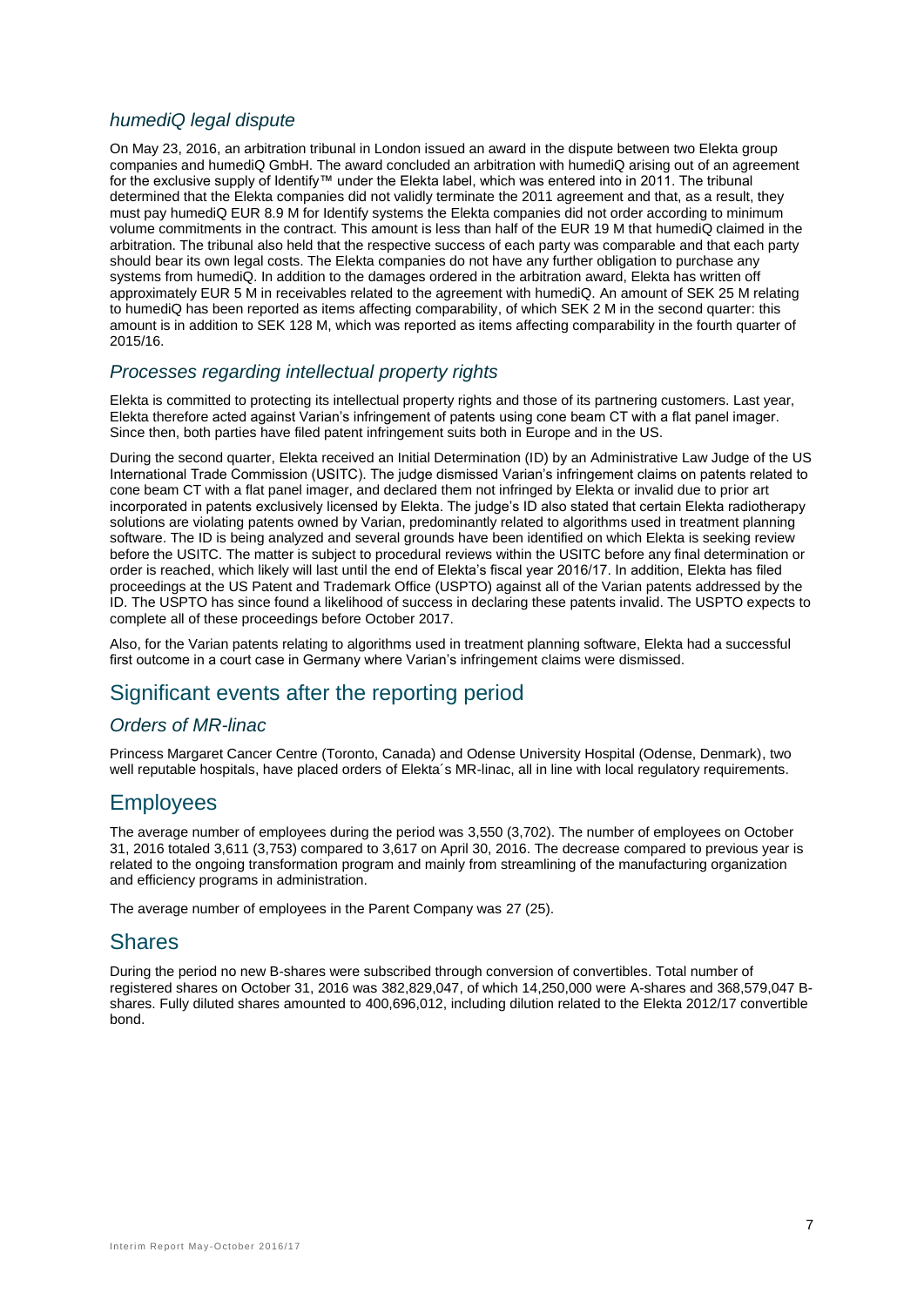### *humediQ legal dispute*

On May 23, 2016, an arbitration tribunal in London issued an award in the dispute between two Elekta group companies and humediQ GmbH. The award concluded an arbitration with humediQ arising out of an agreement for the exclusive supply of Identify™ under the Elekta label, which was entered into in 2011. The tribunal determined that the Elekta companies did not validly terminate the 2011 agreement and that, as a result, they must pay humediQ EUR 8.9 M for Identify systems the Elekta companies did not order according to minimum volume commitments in the contract. This amount is less than half of the EUR 19 M that humediQ claimed in the arbitration. The tribunal also held that the respective success of each party was comparable and that each party should bear its own legal costs. The Elekta companies do not have any further obligation to purchase any systems from humediQ. In addition to the damages ordered in the arbitration award, Elekta has written off approximately EUR 5 M in receivables related to the agreement with humediQ. An amount of SEK 25 M relating to humediQ has been reported as items affecting comparability, of which SEK 2 M in the second quarter: this amount is in addition to SEK 128 M, which was reported as items affecting comparability in the fourth quarter of 2015/16.

### *Processes regarding intellectual property rights*

Elekta is committed to protecting its intellectual property rights and those of its partnering customers. Last year, Elekta therefore acted against Varian's infringement of patents using cone beam CT with a flat panel imager. Since then, both parties have filed patent infringement suits both in Europe and in the US.

During the second quarter, Elekta received an Initial Determination (ID) by an Administrative Law Judge of the US International Trade Commission (USITC). The judge dismissed Varian's infringement claims on patents related to cone beam CT with a flat panel imager, and declared them not infringed by Elekta or invalid due to prior art incorporated in patents exclusively licensed by Elekta. The judge's ID also stated that certain Elekta radiotherapy solutions are violating patents owned by Varian, predominantly related to algorithms used in treatment planning software. The ID is being analyzed and several grounds have been identified on which Elekta is seeking review before the USITC. The matter is subject to procedural reviews within the USITC before any final determination or order is reached, which likely will last until the end of Elekta's fiscal year 2016/17. In addition, Elekta has filed proceedings at the US Patent and Trademark Office (USPTO) against all of the Varian patents addressed by the ID. The USPTO has since found a likelihood of success in declaring these patents invalid. The USPTO expects to complete all of these proceedings before October 2017.

Also, for the Varian patents relating to algorithms used in treatment planning software, Elekta had a successful first outcome in a court case in Germany where Varian's infringement claims were dismissed.

## Significant events after the reporting period

### *Orders of MR-linac*

Princess Margaret Cancer Centre (Toronto, Canada) and Odense University Hospital (Odense, Denmark), two well reputable hospitals, have placed orders of Elekta´s MR-linac, all in line with local regulatory requirements.

## Employees

The average number of employees during the period was 3,550 (3,702). The number of employees on October 31, 2016 totaled 3,611 (3,753) compared to 3,617 on April 30, 2016. The decrease compared to previous year is related to the ongoing transformation program and mainly from streamlining of the manufacturing organization and efficiency programs in administration.

The average number of employees in the Parent Company was 27 (25).

## Shares

During the period no new B-shares were subscribed through conversion of convertibles. Total number of registered shares on October 31, 2016 was 382,829,047, of which 14,250,000 were A-shares and 368,579,047 B-shares. Fully diluted shares amounted to 400,696,012, including dilution related to the Elekta 2012/17 convertible bond.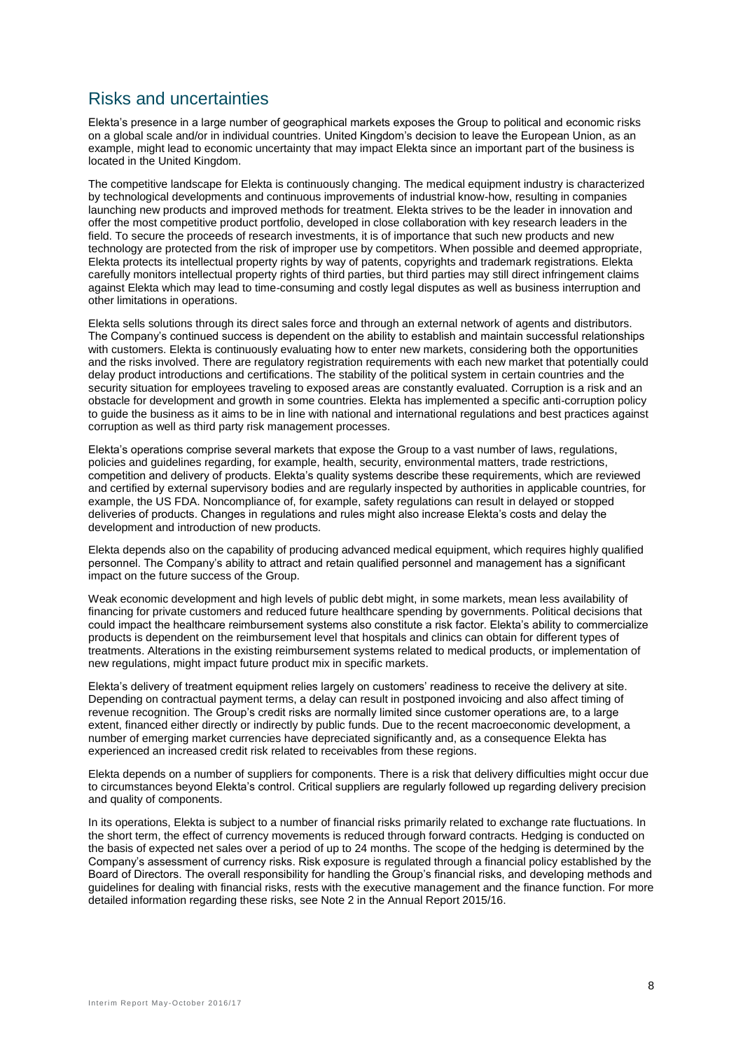## Risks and uncertainties

Elekta's presence in a large number of geographical markets exposes the Group to political and economic risks on a global scale and/or in individual countries. United Kingdom's decision to leave the European Union, as an example, might lead to economic uncertainty that may impact Elekta since an important part of the business is located in the United Kingdom.

The competitive landscape for Elekta is continuously changing. The medical equipment industry is characterized by technological developments and continuous improvements of industrial know-how, resulting in companies launching new products and improved methods for treatment. Elekta strives to be the leader in innovation and offer the most competitive product portfolio, developed in close collaboration with key research leaders in the field. To secure the proceeds of research investments, it is of importance that such new products and new technology are protected from the risk of improper use by competitors. When possible and deemed appropriate, Elekta protects its intellectual property rights by way of patents, copyrights and trademark registrations. Elekta carefully monitors intellectual property rights of third parties, but third parties may still direct infringement claims against Elekta which may lead to time-consuming and costly legal disputes as well as business interruption and other limitations in operations.

Elekta sells solutions through its direct sales force and through an external network of agents and distributors. The Company's continued success is dependent on the ability to establish and maintain successful relationships with customers. Elekta is continuously evaluating how to enter new markets, considering both the opportunities and the risks involved. There are regulatory registration requirements with each new market that potentially could delay product introductions and certifications. The stability of the political system in certain countries and the security situation for employees traveling to exposed areas are constantly evaluated. Corruption is a risk and an obstacle for development and growth in some countries. Elekta has implemented a specific anti-corruption policy to guide the business as it aims to be in line with national and international regulations and best practices against corruption as well as third party risk management processes.

Elekta's operations comprise several markets that expose the Group to a vast number of laws, regulations, policies and guidelines regarding, for example, health, security, environmental matters, trade restrictions, competition and delivery of products. Elekta's quality systems describe these requirements, which are reviewed and certified by external supervisory bodies and are regularly inspected by authorities in applicable countries, for example, the US FDA. Noncompliance of, for example, safety regulations can result in delayed or stopped deliveries of products. Changes in regulations and rules might also increase Elekta's costs and delay the development and introduction of new products.

Elekta depends also on the capability of producing advanced medical equipment, which requires highly qualified personnel. The Company's ability to attract and retain qualified personnel and management has a significant impact on the future success of the Group.

Weak economic development and high levels of public debt might, in some markets, mean less availability of financing for private customers and reduced future healthcare spending by governments. Political decisions that could impact the healthcare reimbursement systems also constitute a risk factor. Elekta's ability to commercialize products is dependent on the reimbursement level that hospitals and clinics can obtain for different types of treatments. Alterations in the existing reimbursement systems related to medical products, or implementation of new regulations, might impact future product mix in specific markets.

Elekta's delivery of treatment equipment relies largely on customers' readiness to receive the delivery at site. Depending on contractual payment terms, a delay can result in postponed invoicing and also affect timing of revenue recognition. The Group's credit risks are normally limited since customer operations are, to a large extent, financed either directly or indirectly by public funds. Due to the recent macroeconomic development, a number of emerging market currencies have depreciated significantly and, as a consequence Elekta has experienced an increased credit risk related to receivables from these regions.

Elekta depends on a number of suppliers for components. There is a risk that delivery difficulties might occur due to circumstances beyond Elekta's control. Critical suppliers are regularly followed up regarding delivery precision and quality of components.

In its operations, Elekta is subject to a number of financial risks primarily related to exchange rate fluctuations. In the short term, the effect of currency movements is reduced through forward contracts. Hedging is conducted on the basis of expected net sales over a period of up to 24 months. The scope of the hedging is determined by the Company's assessment of currency risks. Risk exposure is regulated through a financial policy established by the Board of Directors. The overall responsibility for handling the Group's financial risks, and developing methods and guidelines for dealing with financial risks, rests with the executive management and the finance function. For more detailed information regarding these risks, see Note 2 in the Annual Report 2015/16.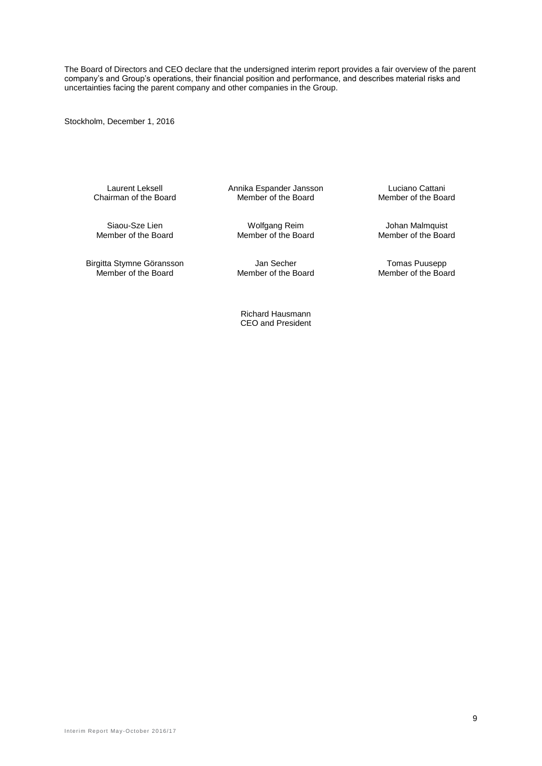The Board of Directors and CEO declare that the undersigned interim report provides a fair overview of the parent company's and Group's operations, their financial position and performance, and describes material risks and uncertainties facing the parent company and other companies in the Group.

Stockholm, December 1, 2016

| | | |
|---|---|---|
| Laurent Leksell<br>Chairman of the Board | Annika Espander Jansson<br>Member of the Board | Luciano Cattani<br>Member of the Board |
| Siaou-Sze Lien<br>Member of the Board | Wolfgang Reim<br>Member of the Board | Johan Malmquist<br>Member of the Board |
| Birgitta Stymne Göransson<br>Member of the Board | Jan Secher<br>Member of the Board | Tomas Puusepp<br>Member of the Board |
| | Richard Hausmann<br>CEO and President | |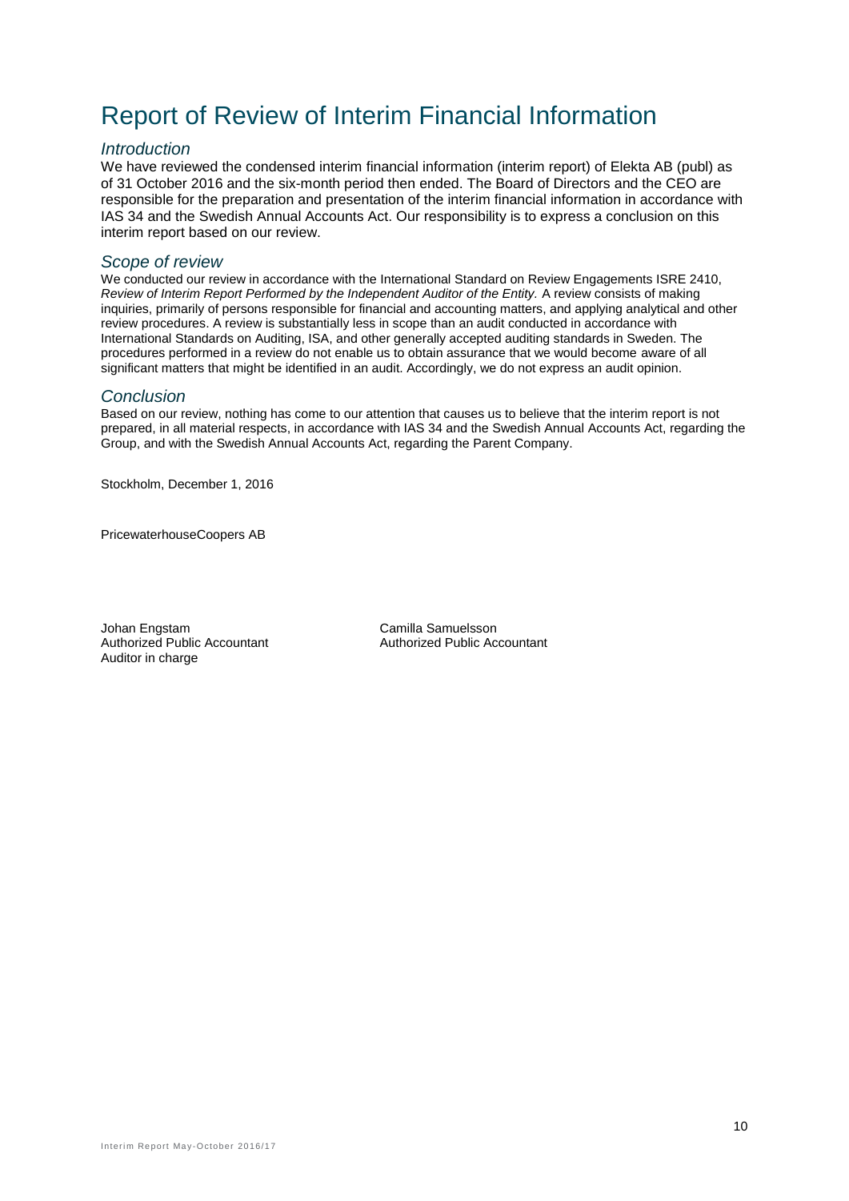# Report of Review of Interim Financial Information

## *Introduction*

We have reviewed the condensed interim financial information (interim report) of Elekta AB (publ) as of 31 October 2016 and the six-month period then ended. The Board of Directors and the CEO are responsible for the preparation and presentation of the interim financial information in accordance with IAS 34 and the Swedish Annual Accounts Act. Our responsibility is to express a conclusion on this interim report based on our review.

## *Scope of review*

We conducted our review in accordance with the International Standard on Review Engagements ISRE 2410, *Review of Interim Report Performed by the Independent Auditor of the Entity.* A review consists of making inquiries, primarily of persons responsible for financial and accounting matters, and applying analytical and other review procedures. A review is substantially less in scope than an audit conducted in accordance with International Standards on Auditing, ISA, and other generally accepted auditing standards in Sweden. The procedures performed in a review do not enable us to obtain assurance that we would become aware of all significant matters that might be identified in an audit. Accordingly, we do not express an audit opinion.

## *Conclusion*

Based on our review, nothing has come to our attention that causes us to believe that the interim report is not prepared, in all material respects, in accordance with IAS 34 and the Swedish Annual Accounts Act, regarding the Group, and with the Swedish Annual Accounts Act, regarding the Parent Company.

Stockholm, December 1, 2016

PricewaterhouseCoopers AB

Johan Engstam
Authorized Public Accountant
Auditor in charge

Camilla Samuelsson
Authorized Public Accountant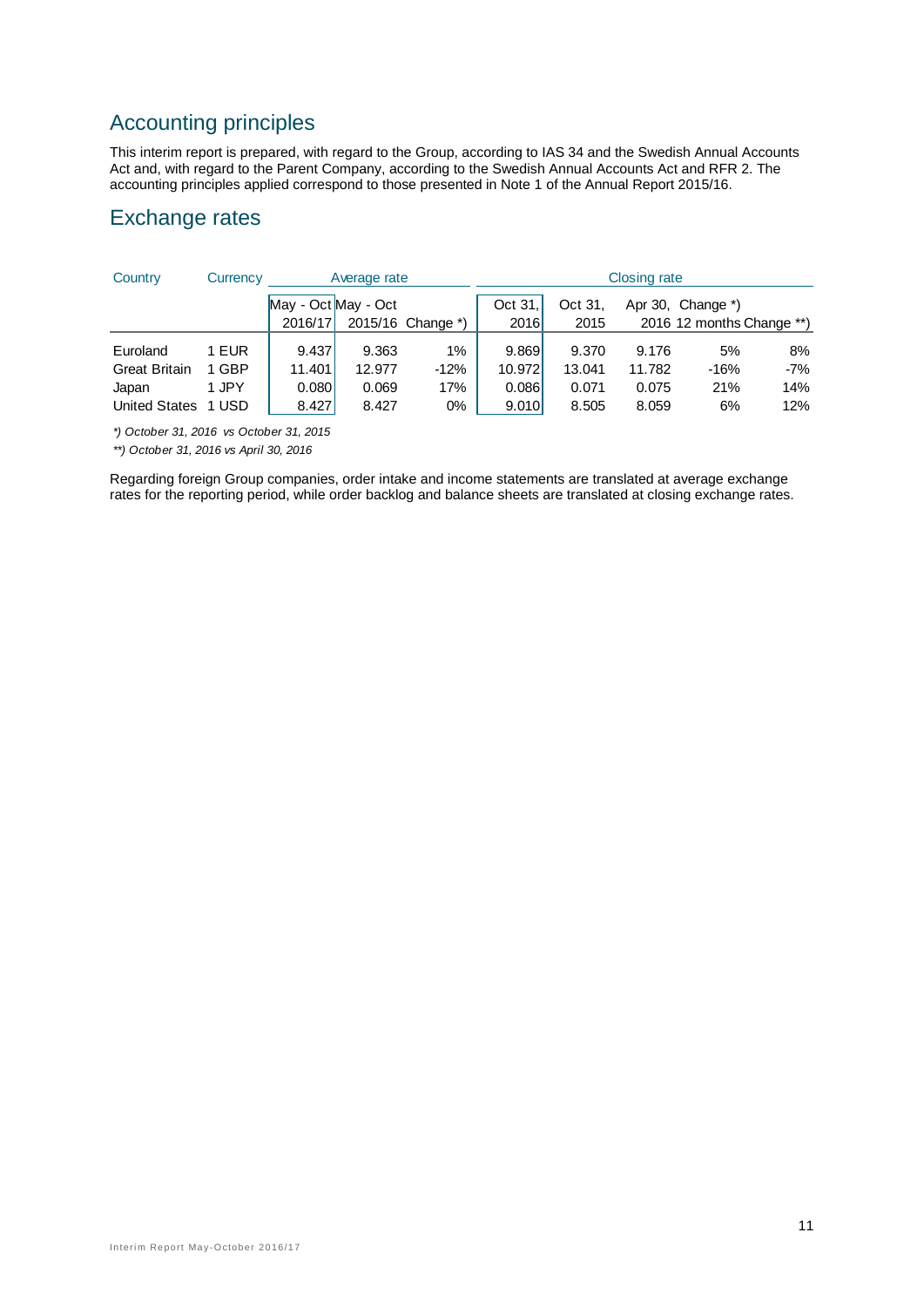## Accounting principles

This interim report is prepared, with regard to the Group, according to IAS 34 and the Swedish Annual Accounts Act and, with regard to the Parent Company, according to the Swedish Annual Accounts Act and RFR 2. The accounting principles applied correspond to those presented in Note 1 of the Annual Report 2015/16.

## Exchange rates

| Country | Currency | Average rate | | | Closing rate | | | | |
|---|---|---|---|---|---|---|---|---|---|
| | | May - Oct 2016/17 | May - Oct 2015/16 | Change *) | Oct 31, 2016 | Oct 31, 2015 | Apr 30, 2016 | Change *) 12 months | Change **) |
| Euroland | 1 EUR | 9.437 | 9.363 | 1% | 9.869 | 9.370 | 9.176 | 5% | 8% |
| Great Britain | 1 GBP | 11.401 | 12.977 | -12% | 10.972 | 13.041 | 11.782 | -16% | -7% |
| Japan | 1 JPY | 0.080 | 0.069 | 17% | 0.086 | 0.071 | 0.075 | 21% | 14% |
| United States | 1 USD | 8.427 | 8.427 | 0% | 9.010 | 8.505 | 8.059 | 6% | 12% |

*\*) October 31, 2016 vs October 31, 2015*

*\*\*) October 31, 2016 vs April 30, 2016*

Regarding foreign Group companies, order intake and income statements are translated at average exchange rates for the reporting period, while order backlog and balance sheets are translated at closing exchange rates.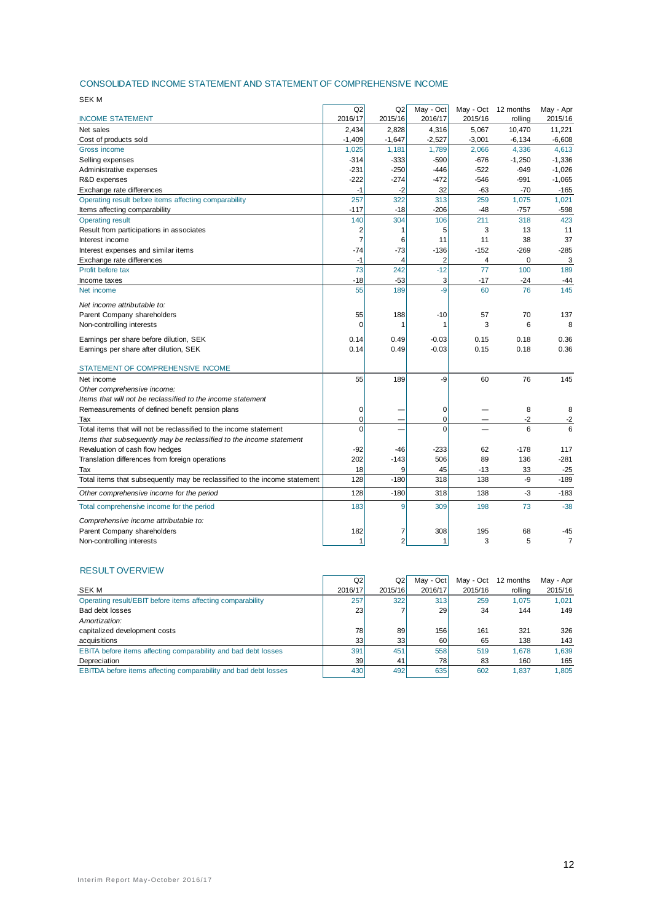## CONSOLIDATED INCOME STATEMENT AND STATEMENT OF COMPREHENSIVE INCOME

SEK M

| INCOME STATEMENT | Q2 2016/17 | Q2 2015/16 | May - Oct 2016/17 | May - Oct 2015/16 | 12 months rolling | May - Apr 2015/16 |
|---|---|---|---|---|---|---|
| Net sales | 2,434 | 2,828 | 4,316 | 5,067 | 10,470 | 11,221 |
| Cost of products sold | -1,409 | -1,647 | -2,527 | -3,001 | -6,134 | -6,608 |
| Gross income | 1,025 | 1,181 | 1,789 | 2,066 | 4,336 | 4,613 |
| Selling expenses | -314 | -333 | -590 | -676 | -1,250 | -1,336 |
| Administrative expenses | -231 | -250 | -446 | -522 | -949 | -1,026 |
| R&D expenses | -222 | -274 | -472 | -546 | -991 | -1,065 |
| Exchange rate differences | -1 | -2 | 32 | -63 | -70 | -165 |
| Operating result before items affecting comparability | 257 | 322 | 313 | 259 | 1,075 | 1,021 |
| Items affecting comparability | -117 | -18 | -206 | -48 | -757 | -598 |
| Operating result | 140 | 304 | 106 | 211 | 318 | 423 |
| Result from participations in associates | 2 | 1 | 5 | 3 | 13 | 11 |
| Interest income | 7 | 6 | 11 | 11 | 38 | 37 |
| Interest expenses and similar items | -74 | -73 | -136 | -152 | -269 | -285 |
| Exchange rate differences | -1 | 4 | 2 | 4 | 0 | 3 |
| Profit before tax | 73 | 242 | -12 | 77 | 100 | 189 |
| Income taxes | -18 | -53 | 3 | -17 | -24 | -44 |
| Net income | 55 | 189 | -9 | 60 | 76 | 145 |
| *Net income attributable to:* | | | | | | |
| Parent Company shareholders | 55 | 188 | -10 | 57 | 70 | 137 |
| Non-controlling interests | 0 | 1 | 1 | 3 | 6 | 8 |
| Earnings per share before dilution, SEK | 0.14 | 0.49 | -0.03 | 0.15 | 0.18 | 0.36 |
| Earnings per share after dilution, SEK | 0.14 | 0.49 | -0.03 | 0.15 | 0.18 | 0.36 |
| **STATEMENT OF COMPREHENSIVE INCOME** | | | | | | |
| Net income | 55 | 189 | -9 | 60 | 76 | 145 |
| *Other comprehensive income:* | | | | | | |
| *Items that will not be reclassified to the income statement* | | | | | | |
| Remeasurements of defined benefit pension plans | 0 | — | 0 | — | 8 | 8 |
| Tax | 0 | — | 0 | — | -2 | -2 |
| Total items that will not be reclassified to the income statement | 0 | — | 0 | — | 6 | 6 |
| *Items that subsequently may be reclassified to the income statement* | | | | | | |
| Revaluation of cash flow hedges | -92 | -46 | -233 | 62 | -178 | 117 |
| Translation differences from foreign operations | 202 | -143 | 506 | 89 | 136 | -281 |
| Tax | 18 | 9 | 45 | -13 | 33 | -25 |
| Total items that subsequently may be reclassified to the income statement | 128 | -180 | 318 | 138 | -9 | -189 |
| *Other comprehensive income for the period* | 128 | -180 | 318 | 138 | -3 | -183 |
| Total comprehensive income for the period | 183 | 9 | 309 | 198 | 73 | -38 |
| *Comprehensive income attributable to:* | | | | | | |
| Parent Company shareholders | 182 | 7 | 308 | 195 | 68 | -45 |
| Non-controlling interests | 1 | 2 | 1 | 3 | 5 | 7 |

## RESULT OVERVIEW

| SEK M | Q2 2016/17 | Q2 2015/16 | May - Oct 2016/17 | May - Oct 2015/16 | 12 months rolling | May - Apr 2015/16 |
|---|---|---|---|---|---|---|
| Operating result/EBIT before items affecting comparability | 257 | 322 | 313 | 259 | 1,075 | 1,021 |
| Bad debt losses | 23 | 7 | 29 | 34 | 144 | 149 |
| *Amortization:* | | | | | | |
| capitalized development costs | 78 | 89 | 156 | 161 | 321 | 326 |
| acquisitions | 33 | 33 | 60 | 65 | 138 | 143 |
| EBITA before items affecting comparability and bad debt losses | 391 | 451 | 558 | 519 | 1,678 | 1,639 |
| Depreciation | 39 | 41 | 78 | 83 | 160 | 165 |
| EBITDA before items affecting comparability and bad debt losses | 430 | 492 | 635 | 602 | 1,837 | 1,805 |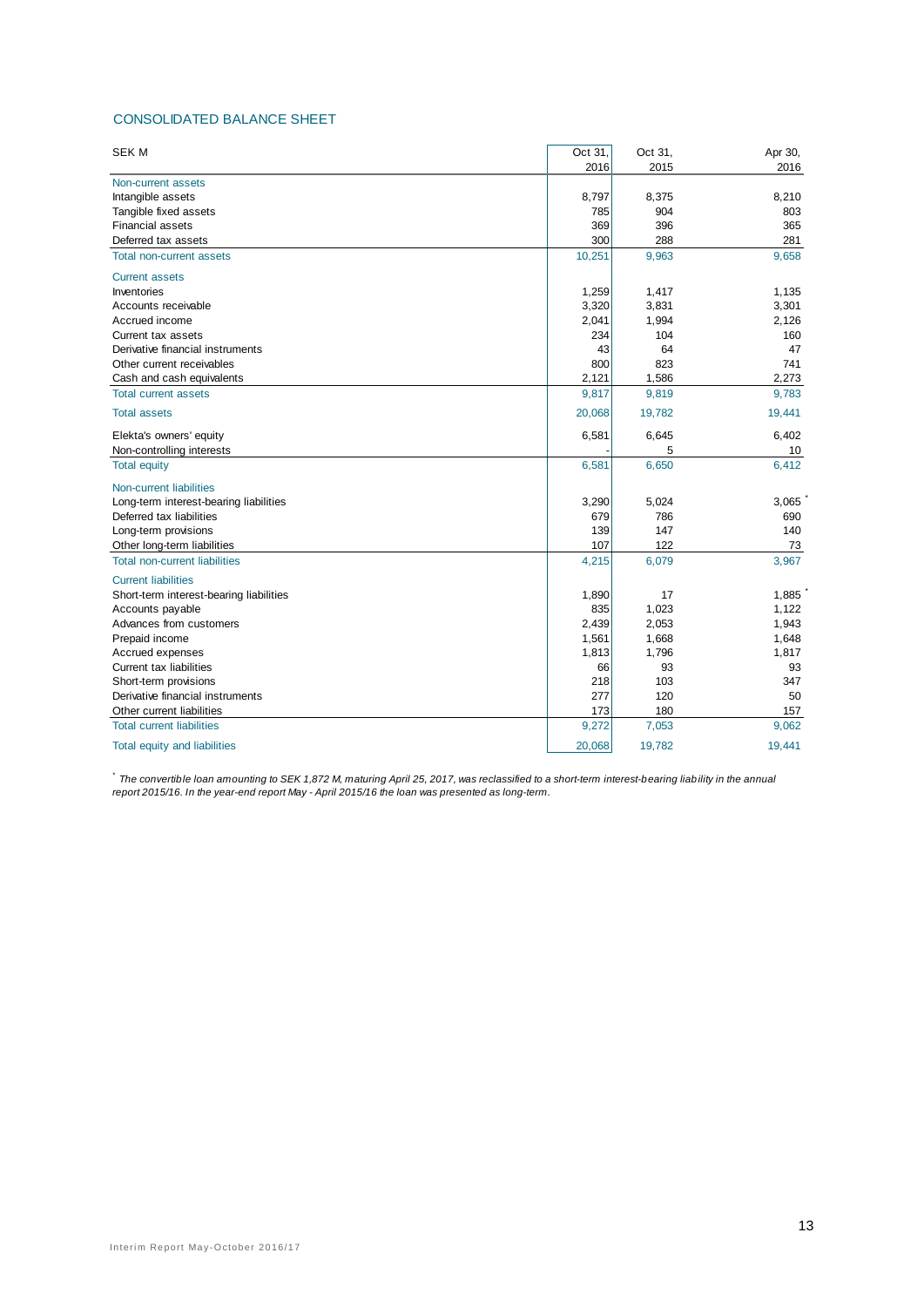## CONSOLIDATED BALANCE SHEET

| SEK M | Oct 31, 2016 | Oct 31, 2015 | Apr 30, 2016 |
|---|---|---|---|
| **Non-current assets** | | | |
| Intangible assets | 8,797 | 8,375 | 8,210 |
| Tangible fixed assets | 785 | 904 | 803 |
| Financial assets | 369 | 396 | 365 |
| Deferred tax assets | 300 | 288 | 281 |
| **Total non-current assets** | 10,251 | 9,963 | 9,658 |
| **Current assets** | | | |
| Inventories | 1,259 | 1,417 | 1,135 |
| Accounts receivable | 3,320 | 3,831 | 3,301 |
| Accrued income | 2,041 | 1,994 | 2,126 |
| Current tax assets | 234 | 104 | 160 |
| Derivative financial instruments | 43 | 64 | 47 |
| Other current receivables | 800 | 823 | 741 |
| Cash and cash equivalents | 2,121 | 1,586 | 2,273 |
| **Total current assets** | 9,817 | 9,819 | 9,783 |
| **Total assets** | 20,068 | 19,782 | 19,441 |
| Elekta's owners' equity | 6,581 | 6,645 | 6,402 |
| Non-controlling interests | - | 5 | 10 |
| **Total equity** | 6,581 | 6,650 | 6,412 |
| **Non-current liabilities** | | | |
| Long-term interest-bearing liabilities | 3,290 | 5,024 | 3,065 * |
| Deferred tax liabilities | 679 | 786 | 690 |
| Long-term provisions | 139 | 147 | 140 |
| Other long-term liabilities | 107 | 122 | 73 |
| **Total non-current liabilities** | 4,215 | 6,079 | 3,967 |
| **Current liabilities** | | | |
| Short-term interest-bearing liabilities | 1,890 | 17 | 1,885 * |
| Accounts payable | 835 | 1,023 | 1,122 |
| Advances from customers | 2,439 | 2,053 | 1,943 |
| Prepaid income | 1,561 | 1,668 | 1,648 |
| Accrued expenses | 1,813 | 1,796 | 1,817 |
| Current tax liabilities | 66 | 93 | 93 |
| Short-term provisions | 218 | 103 | 347 |
| Derivative financial instruments | 277 | 120 | 50 |
| Other current liabilities | 173 | 180 | 157 |
| **Total current liabilities** | 9,272 | 7,053 | 9,062 |
| **Total equity and liabilities** | 20,068 | 19,782 | 19,441 |

\* *The convertible loan amounting to SEK 1,872 M, maturing April 25, 2017, was reclassified to a short-term interest-bearing liability in the annual report 2015/16. In the year-end report May - April 2015/16 the loan was presented as long-term.*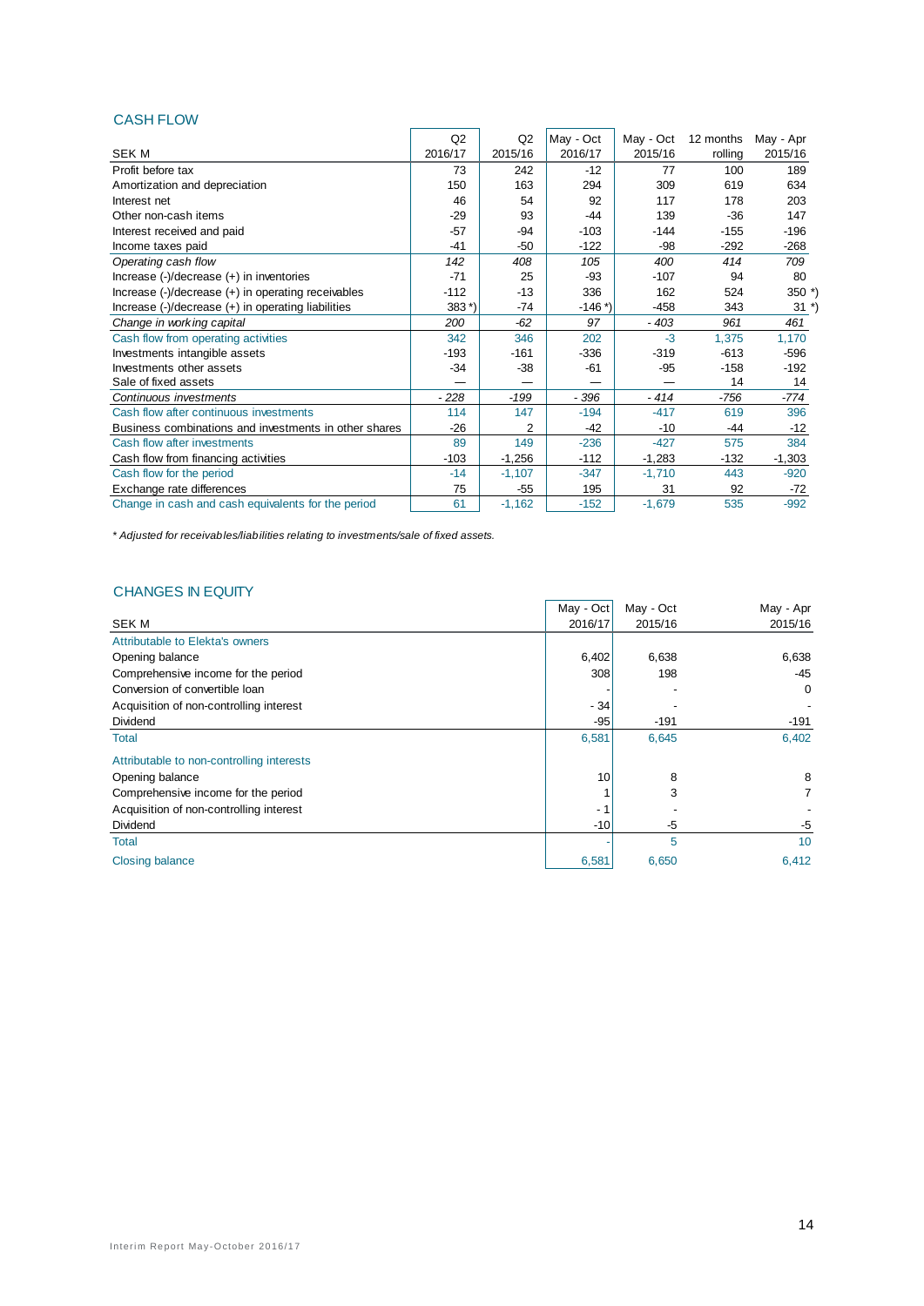## CASH FLOW

| SEK M | Q2 2016/17 | Q2 2015/16 | May - Oct 2016/17 | May - Oct 2015/16 | 12 months rolling | May - Apr 2015/16 |
|---|---|---|---|---|---|---|
| Profit before tax | 73 | 242 | -12 | 77 | 100 | 189 |
| Amortization and depreciation | 150 | 163 | 294 | 309 | 619 | 634 |
| Interest net | 46 | 54 | 92 | 117 | 178 | 203 |
| Other non-cash items | -29 | 93 | -44 | 139 | -36 | 147 |
| Interest received and paid | -57 | -94 | -103 | -144 | -155 | -196 |
| Income taxes paid | -41 | -50 | -122 | -98 | -292 | -268 |
| *Operating cash flow* | *142* | *408* | *105* | *400* | *414* | *709* |
| Increase (-)/decrease (+) in inventories | -71 | 25 | -93 | -107 | 94 | 80 |
| Increase (-)/decrease (+) in operating receivables | -112 | -13 | 336 | 162 | 524 | 350 *) |
| Increase (-)/decrease (+) in operating liabilities | 383 *) | -74 | -146 *) | -458 | 343 | 31 *) |
| *Change in working capital* | *200* | *-62* | *97* | *- 403* | *961* | *461* |
| Cash flow from operating activities | 342 | 346 | 202 | -3 | 1,375 | 1,170 |
| Investments intangible assets | -193 | -161 | -336 | -319 | -613 | -596 |
| Investments other assets | -34 | -38 | -61 | -95 | -158 | -192 |
| Sale of fixed assets | — | — | — | — | 14 | 14 |
| *Continuous investments* | *- 228* | *-199* | *- 396* | *- 414* | *-756* | *-774* |
| Cash flow after continuous investments | 114 | 147 | -194 | -417 | 619 | 396 |
| Business combinations and investments in other shares | -26 | 2 | -42 | -10 | -44 | -12 |
| Cash flow after investments | 89 | 149 | -236 | -427 | 575 | 384 |
| Cash flow from financing activities | -103 | -1,256 | -112 | -1,283 | -132 | -1,303 |
| Cash flow for the period | -14 | -1,107 | -347 | -1,710 | 443 | -920 |
| Exchange rate differences | 75 | -55 | 195 | 31 | 92 | -72 |
| Change in cash and cash equivalents for the period | 61 | -1,162 | -152 | -1,679 | 535 | -992 |

*\* Adjusted for receivables/liabilities relating to investments/sale of fixed assets.*

## CHANGES IN EQUITY

| SEK M | May - Oct 2016/17 | May - Oct 2015/16 | May - Apr 2015/16 |
|---|---|---|---|
| Attributable to Elekta's owners | | | |
| Opening balance | 6,402 | 6,638 | 6,638 |
| Comprehensive income for the period | 308 | 198 | -45 |
| Conversion of convertible loan | - | - | 0 |
| Acquisition of non-controlling interest | - 34 | - | - |
| Dividend | -95 | -191 | -191 |
| Total | 6,581 | 6,645 | 6,402 |
| Attributable to non-controlling interests | | | |
| Opening balance | 10 | 8 | 8 |
| Comprehensive income for the period | 1 | 3 | 7 |
| Acquisition of non-controlling interest | - 1 | - | - |
| Dividend | -10 | -5 | -5 |
| Total | - | 5 | 10 |
| Closing balance | 6,581 | 6,650 | 6,412 |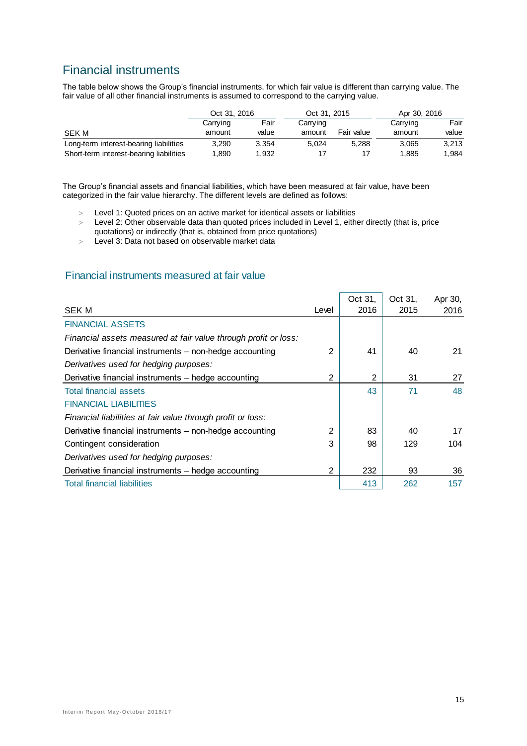## Financial instruments

The table below shows the Group's financial instruments, for which fair value is different than carrying value. The fair value of all other financial instruments is assumed to correspond to the carrying value.

| | Oct 31, 2016 | | Oct 31, 2015 | | Apr 30, 2016 | |
|---|---|---|---|---|---|---|
| SEK M | Carrying amount | Fair value | Carrying amount | Fair value | Carrying amount | Fair value |
| Long-term interest-bearing liabilities | 3,290 | 3,354 | 5,024 | 5,288 | 3,065 | 3,213 |
| Short-term interest-bearing liabilities | 1,890 | 1,932 | 17 | 17 | 1,885 | 1,984 |

The Group's financial assets and financial liabilities, which have been measured at fair value, have been categorized in the fair value hierarchy. The different levels are defined as follows:

- Level 1: Quoted prices on an active market for identical assets or liabilities
- Level 2: Other observable data than quoted prices included in Level 1, either directly (that is, price quotations) or indirectly (that is, obtained from price quotations)
- Level 3: Data not based on observable market data

### Financial instruments measured at fair value

| SEK M | Level | Oct 31, 2016 | Oct 31, 2015 | Apr 30, 2016 |
|---|---|---|---|---|
| FINANCIAL ASSETS | | | | |
| *Financial assets measured at fair value through profit or loss:* | | | | |
| Derivative financial instruments – non-hedge accounting | 2 | 41 | 40 | 21 |
| *Derivatives used for hedging purposes:* | | | | |
| Derivative financial instruments – hedge accounting | 2 | 2 | 31 | 27 |
| Total financial assets | | 43 | 71 | 48 |
| FINANCIAL LIABILITIES | | | | |
| *Financial liabilities at fair value through profit or loss:* | | | | |
| Derivative financial instruments – non-hedge accounting | 2 | 83 | 40 | 17 |
| Contingent consideration | 3 | 98 | 129 | 104 |
| *Derivatives used for hedging purposes:* | | | | |
| Derivative financial instruments – hedge accounting | 2 | 232 | 93 | 36 |
| Total financial liabilities | | 413 | 262 | 157 |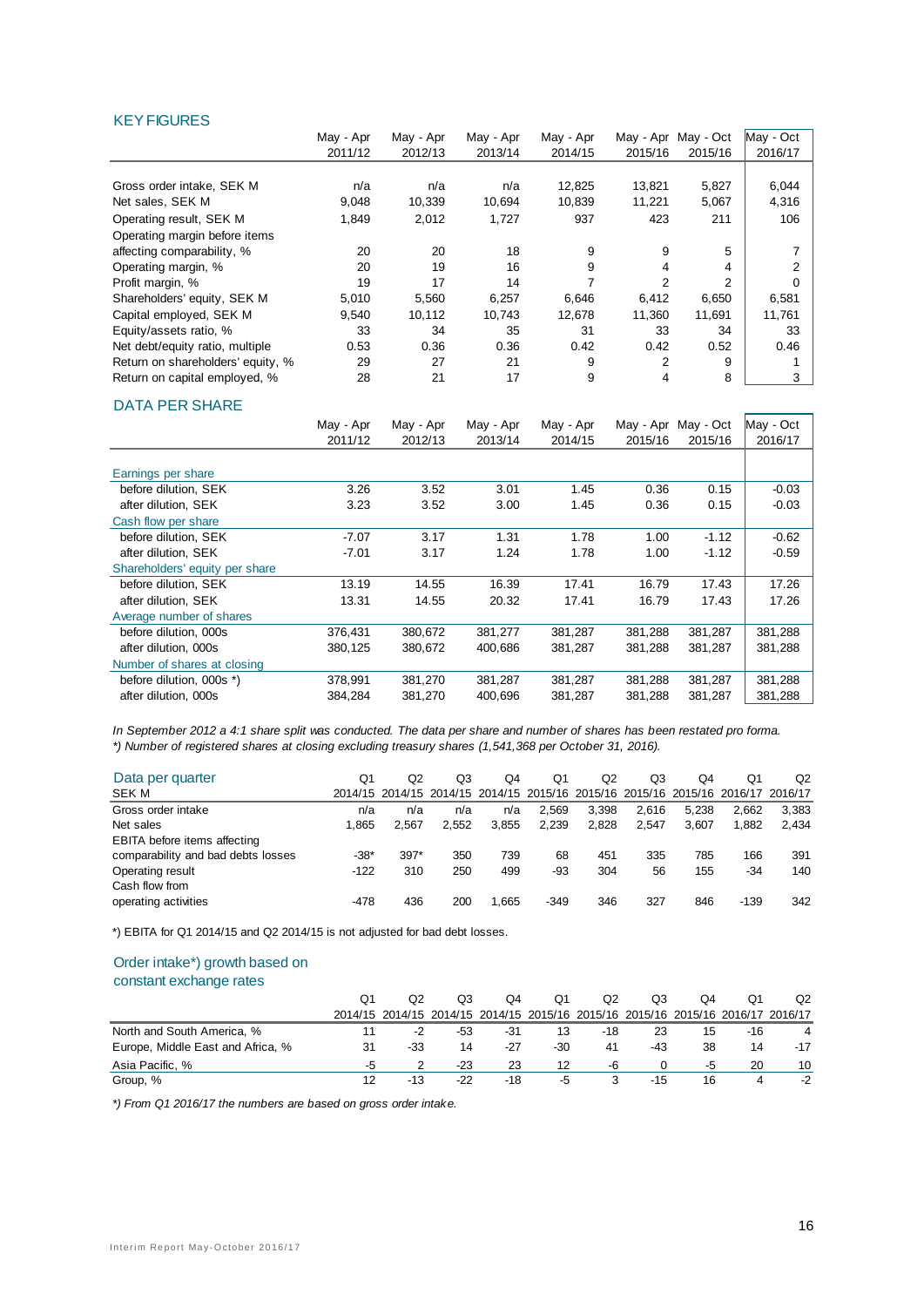## KEY FIGURES

| | May - Apr 2011/12 | May - Apr 2012/13 | May - Apr 2013/14 | May - Apr 2014/15 | May - Apr 2015/16 | May - Oct 2015/16 | May - Oct 2016/17 |
|---|---|---|---|---|---|---|---|
| Gross order intake, SEK M | n/a | n/a | n/a | 12,825 | 13,821 | 5,827 | 6,044 |
| Net sales, SEK M | 9,048 | 10,339 | 10,694 | 10,839 | 11,221 | 5,067 | 4,316 |
| Operating result, SEK M | 1,849 | 2,012 | 1,727 | 937 | 423 | 211 | 106 |
| Operating margin before items affecting comparability, % | 20 | 20 | 18 | 9 | 9 | 5 | 7 |
| Operating margin, % | 20 | 19 | 16 | 9 | 4 | 4 | 2 |
| Profit margin, % | 19 | 17 | 14 | 7 | 2 | 2 | 0 |
| Shareholders' equity, SEK M | 5,010 | 5,560 | 6,257 | 6,646 | 6,412 | 6,650 | 6,581 |
| Capital employed, SEK M | 9,540 | 10,112 | 10,743 | 12,678 | 11,360 | 11,691 | 11,761 |
| Equity/assets ratio, % | 33 | 34 | 35 | 31 | 33 | 34 | 33 |
| Net debt/equity ratio, multiple | 0.53 | 0.36 | 0.36 | 0.42 | 0.42 | 0.52 | 0.46 |
| Return on shareholders' equity, % | 29 | 27 | 21 | 9 | 2 | 9 | 1 |
| Return on capital employed, % | 28 | 21 | 17 | 9 | 4 | 8 | 3 |

## DATA PER SHARE

| | May - Apr 2011/12 | May - Apr 2012/13 | May - Apr 2013/14 | May - Apr 2014/15 | May - Apr 2015/16 | May - Oct 2015/16 | May - Oct 2016/17 |
|---|---|---|---|---|---|---|---|
| Earnings per share | | | | | | | |
| before dilution, SEK | 3.26 | 3.52 | 3.01 | 1.45 | 0.36 | 0.15 | -0.03 |
| after dilution, SEK | 3.23 | 3.52 | 3.00 | 1.45 | 0.36 | 0.15 | -0.03 |
| Cash flow per share | | | | | | | |
| before dilution, SEK | -7.07 | 3.17 | 1.31 | 1.78 | 1.00 | -1.12 | -0.62 |
| after dilution, SEK | -7.01 | 3.17 | 1.24 | 1.78 | 1.00 | -1.12 | -0.59 |
| Shareholders' equity per share | | | | | | | |
| before dilution, SEK | 13.19 | 14.55 | 16.39 | 17.41 | 16.79 | 17.43 | 17.26 |
| after dilution, SEK | 13.31 | 14.55 | 20.32 | 17.41 | 16.79 | 17.43 | 17.26 |
| Average number of shares | | | | | | | |
| before dilution, 000s | 376,431 | 380,672 | 381,277 | 381,287 | 381,288 | 381,287 | 381,288 |
| after dilution, 000s | 380,125 | 380,672 | 400,686 | 381,287 | 381,288 | 381,287 | 381,288 |
| Number of shares at closing | | | | | | | |
| before dilution, 000s *) | 378,991 | 381,270 | 381,287 | 381,287 | 381,288 | 381,287 | 381,288 |
| after dilution, 000s | 384,284 | 381,270 | 400,696 | 381,287 | 381,288 | 381,287 | 381,288 |

*In September 2012 a 4:1 share split was conducted. The data per share and number of shares has been restated pro forma.*
*\*) Number of registered shares at closing excluding treasury shares (1,541,368 per October 31, 2016).*

## Data per quarter

| SEK M | Q1 2014/15 | Q2 2014/15 | Q3 2014/15 | Q4 2014/15 | Q1 2015/16 | Q2 2015/16 | Q3 2015/16 | Q4 2015/16 | Q1 2016/17 | Q2 2016/17 |
|---|---|---|---|---|---|---|---|---|---|---|
| Gross order intake | n/a | n/a | n/a | n/a | 2,569 | 3,398 | 2,616 | 5,238 | 2,662 | 3,383 |
| Net sales | 1,865 | 2,567 | 2,552 | 3,855 | 2,239 | 2,828 | 2,547 | 3,607 | 1,882 | 2,434 |
| EBITA before items affecting comparability and bad debts losses | -38* | 397* | 350 | 739 | 68 | 451 | 335 | 785 | 166 | 391 |
| Operating result | -122 | 310 | 250 | 499 | -93 | 304 | 56 | 155 | -34 | 140 |
| Cash flow from operating activities | -478 | 436 | 200 | 1,665 | -349 | 346 | 327 | 846 | -139 | 342 |

*) EBITA for Q1 2014/15 and Q2 2014/15 is not adjusted for bad debt losses.

## Order intake*) growth based on constant exchange rates

| | Q1 2014/15 | Q2 2014/15 | Q3 2014/15 | Q4 2014/15 | Q1 2015/16 | Q2 2015/16 | Q3 2015/16 | Q4 2015/16 | Q1 2016/17 | Q2 2016/17 |
|---|---|---|---|---|---|---|---|---|---|---|
| North and South America, % | 11 | -2 | -53 | -31 | 13 | -18 | 23 | 15 | -16 | 4 |
| Europe, Middle East and Africa, % | 31 | -33 | 14 | -27 | -30 | 41 | -43 | 38 | 14 | -17 |
| Asia Pacific, % | -5 | 2 | -23 | 23 | 12 | -6 | 0 | -5 | 20 | 10 |
| Group, % | 12 | -13 | -22 | -18 | -5 | 3 | -15 | 16 | 4 | -2 |

*\*) From Q1 2016/17 the numbers are based on gross order intake.*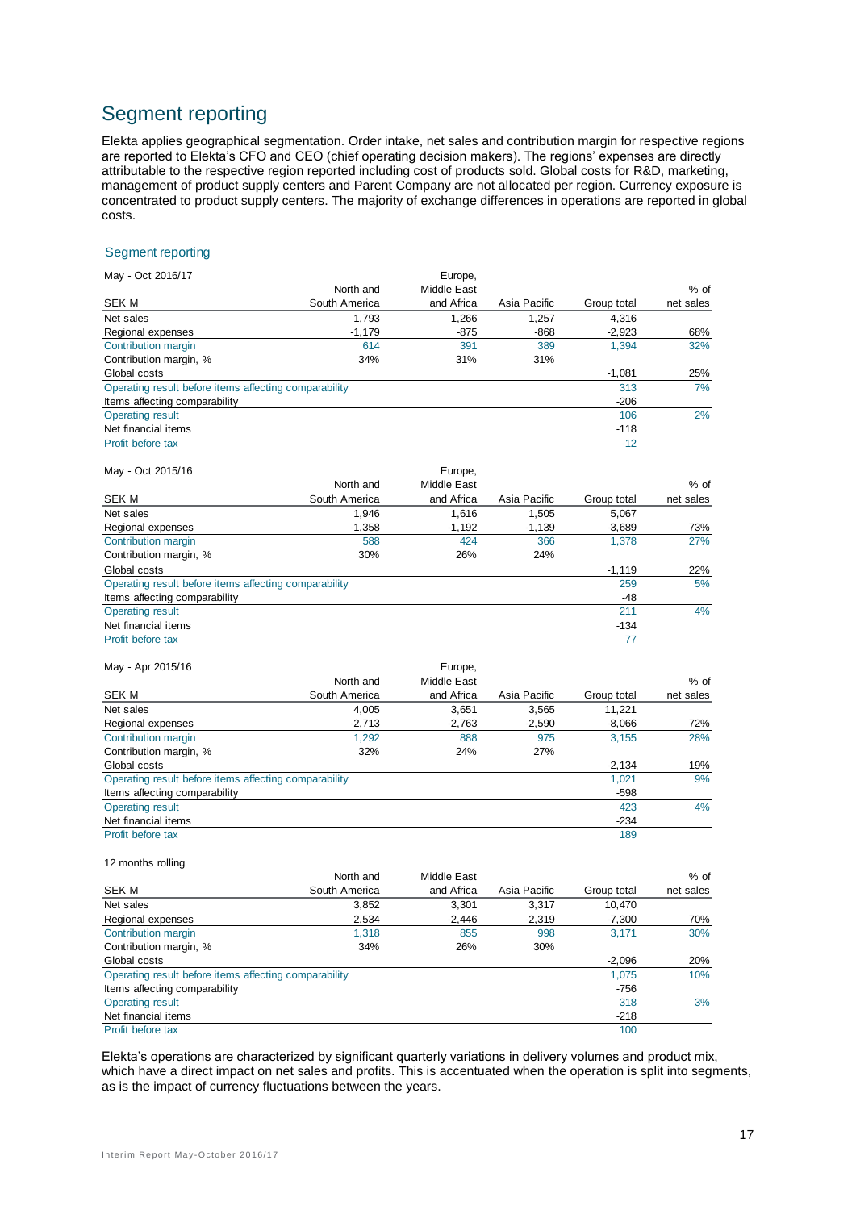# Segment reporting

Elekta applies geographical segmentation. Order intake, net sales and contribution margin for respective regions are reported to Elekta's CFO and CEO (chief operating decision makers). The regions' expenses are directly attributable to the respective region reported including cost of products sold. Global costs for R&D, marketing, management of product supply centers and Parent Company are not allocated per region. Currency exposure is concentrated to product supply centers. The majority of exchange differences in operations are reported in global costs.

## Segment reporting

| May - Oct 2016/17<br>SEK M | North and South America | Europe, Middle East and Africa | Asia Pacific | Group total | % of net sales |
|---|---|---|---|---|---|
| Net sales | 1,793 | 1,266 | 1,257 | 4,316 | |
| Regional expenses | -1,179 | -875 | -868 | -2,923 | 68% |
| Contribution margin | 614 | 391 | 389 | 1,394 | 32% |
| Contribution margin, % | 34% | 31% | 31% | | |
| Global costs | | | | -1,081 | 25% |
| Operating result before items affecting comparability | | | | 313 | 7% |
| Items affecting comparability | | | | -206 | |
| Operating result | | | | 106 | 2% |
| Net financial items | | | | -118 | |
| Profit before tax | | | | -12 | |

| May - Oct 2015/16<br>SEK M | North and South America | Europe, Middle East and Africa | Asia Pacific | Group total | % of net sales |
|---|---|---|---|---|---|
| Net sales | 1,946 | 1,616 | 1,505 | 5,067 | |
| Regional expenses | -1,358 | -1,192 | -1,139 | -3,689 | 73% |
| Contribution margin | 588 | 424 | 366 | 1,378 | 27% |
| Contribution margin, % | 30% | 26% | 24% | | |
| Global costs | | | | -1,119 | 22% |
| Operating result before items affecting comparability | | | | 259 | 5% |
| Items affecting comparability | | | | -48 | |
| Operating result | | | | 211 | 4% |
| Net financial items | | | | -134 | |
| Profit before tax | | | | 77 | |

| May - Apr 2015/16<br>SEK M | North and South America | Europe, Middle East and Africa | Asia Pacific | Group total | % of net sales |
|---|---|---|---|---|---|
| Net sales | 4,005 | 3,651 | 3,565 | 11,221 | |
| Regional expenses | -2,713 | -2,763 | -2,590 | -8,066 | 72% |
| Contribution margin | 1,292 | 888 | 975 | 3,155 | 28% |
| Contribution margin, % | 32% | 24% | 27% | | |
| Global costs | | | | -2,134 | 19% |
| Operating result before items affecting comparability | | | | 1,021 | 9% |
| Items affecting comparability | | | | -598 | |
| Operating result | | | | 423 | 4% |
| Net financial items | | | | -234 | |
| Profit before tax | | | | 189 | |

| 12 months rolling<br>SEK M | North and South America | Middle East and Africa | Asia Pacific | Group total | % of net sales |
|---|---|---|---|---|---|
| Net sales | 3,852 | 3,301 | 3,317 | 10,470 | |
| Regional expenses | -2,534 | -2,446 | -2,319 | -7,300 | 70% |
| Contribution margin | 1,318 | 855 | 998 | 3,171 | 30% |
| Contribution margin, % | 34% | 26% | 30% | | |
| Global costs | | | | -2,096 | 20% |
| Operating result before items affecting comparability | | | | 1,075 | 10% |
| Items affecting comparability | | | | -756 | |
| Operating result | | | | 318 | 3% |
| Net financial items | | | | -218 | |
| Profit before tax | | | | 100 | |

Elekta's operations are characterized by significant quarterly variations in delivery volumes and product mix, which have a direct impact on net sales and profits. This is accentuated when the operation is split into segments, as is the impact of currency fluctuations between the years.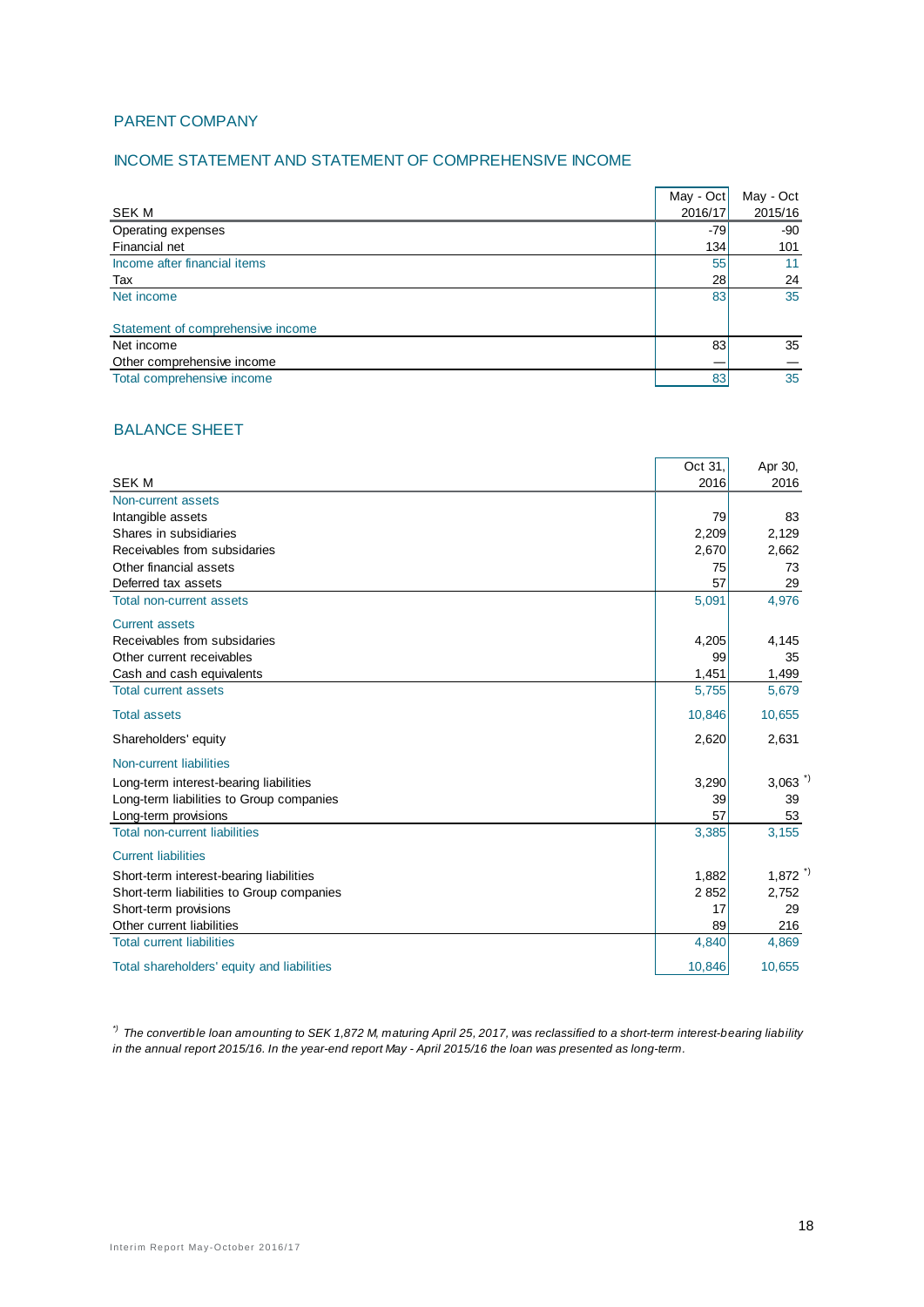## PARENT COMPANY

### INCOME STATEMENT AND STATEMENT OF COMPREHENSIVE INCOME

| SEK M | May - Oct 2016/17 | May - Oct 2015/16 |
|---|---|---|
| Operating expenses | -79 | -90 |
| Financial net | 134 | 101 |
| Income after financial items | 55 | 11 |
| Tax | 28 | 24 |
| Net income | 83 | 35 |
| | | |
| Statement of comprehensive income | | |
| Net income | 83 | 35 |
| Other comprehensive income | — | — |
| Total comprehensive income | 83 | 35 |

### BALANCE SHEET

| SEK M | Oct 31, 2016 | Apr 30, 2016 |
|---|---|---|
| Non-current assets | | |
| Intangible assets | 79 | 83 |
| Shares in subsidiaries | 2,209 | 2,129 |
| Receivables from subsidaries | 2,670 | 2,662 |
| Other financial assets | 75 | 73 |
| Deferred tax assets | 57 | 29 |
| Total non-current assets | 5,091 | 4,976 |
| Current assets | | |
| Receivables from subsidaries | 4,205 | 4,145 |
| Other current receivables | 99 | 35 |
| Cash and cash equivalents | 1,451 | 1,499 |
| Total current assets | 5,755 | 5,679 |
| Total assets | 10,846 | 10,655 |
| Shareholders' equity | 2,620 | 2,631 |
| Non-current liabilities | | |
| Long-term interest-bearing liabilities | 3,290 | 3,063 *) |
| Long-term liabilities to Group companies | 39 | 39 |
| Long-term provisions | 57 | 53 |
| Total non-current liabilities | 3,385 | 3,155 |
| Current liabilities | | |
| Short-term interest-bearing liabilities | 1,882 | 1,872 *) |
| Short-term liabilities to Group companies | 2 852 | 2,752 |
| Short-term provisions | 17 | 29 |
| Other current liabilities | 89 | 216 |
| Total current liabilities | 4,840 | 4,869 |
| Total shareholders' equity and liabilities | 10,846 | 10,655 |

*\*) The convertible loan amounting to SEK 1,872 M, maturing April 25, 2017, was reclassified to a short-term interest-bearing liability in the annual report 2015/16. In the year-end report May - April 2015/16 the loan was presented as long-term.*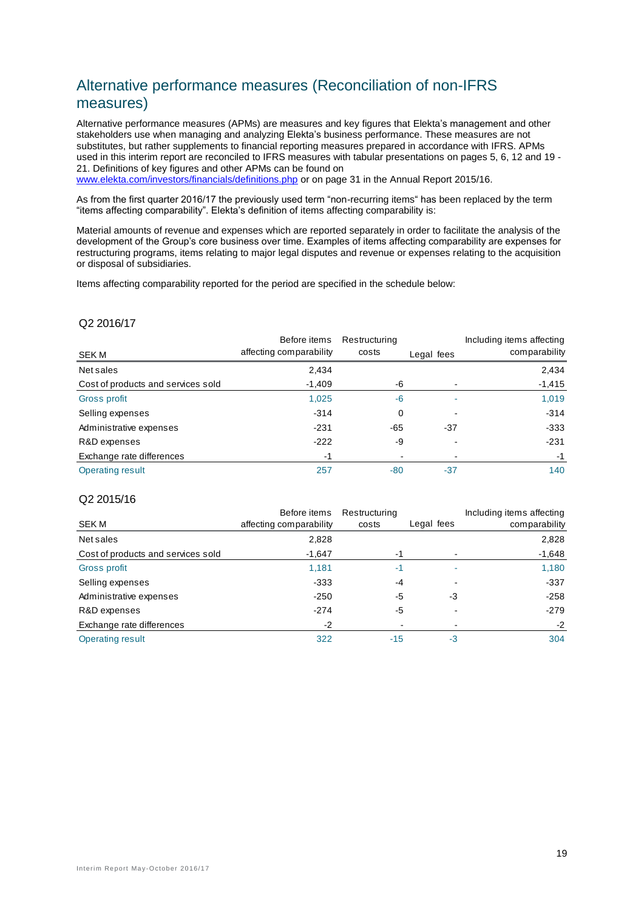## Alternative performance measures (Reconciliation of non-IFRS measures)

Alternative performance measures (APMs) are measures and key figures that Elekta's management and other stakeholders use when managing and analyzing Elekta's business performance. These measures are not substitutes, but rather supplements to financial reporting measures prepared in accordance with IFRS. APMs used in this interim report are reconciled to IFRS measures with tabular presentations on pages 5, 6, 12 and 19 - 21. Definitions of key figures and other APMs can be found on www.elekta.com/investors/financials/definitions.php or on page 31 in the Annual Report 2015/16.

As from the first quarter 2016/17 the previously used term "non-recurring items" has been replaced by the term "items affecting comparability". Elekta's definition of items affecting comparability is:

Material amounts of revenue and expenses which are reported separately in order to facilitate the analysis of the development of the Group's core business over time. Examples of items affecting comparability are expenses for restructuring programs, items relating to major legal disputes and revenue or expenses relating to the acquisition or disposal of subsidiaries.

Items affecting comparability reported for the period are specified in the schedule below:

### Q2 2016/17

| SEK M | Before items affecting comparability | Restructuring costs | Legal fees | Including items affecting comparability |
|---|---|---|---|---|
| Net sales | 2,434 | | | 2,434 |
| Cost of products and services sold | -1,409 | -6 | - | -1,415 |
| Gross profit | 1,025 | -6 | - | 1,019 |
| Selling expenses | -314 | 0 | - | -314 |
| Administrative expenses | -231 | -65 | -37 | -333 |
| R&D expenses | -222 | -9 | - | -231 |
| Exchange rate differences | -1 | - | - | -1 |
| Operating result | 257 | -80 | -37 | 140 |

### Q2 2015/16

| SEK M | Before items affecting comparability | Restructuring costs | Legal fees | Including items affecting comparability |
|---|---|---|---|---|
| Net sales | 2,828 | | | 2,828 |
| Cost of products and services sold | -1,647 | -1 | - | -1,648 |
| Gross profit | 1,181 | -1 | - | 1,180 |
| Selling expenses | -333 | -4 | - | -337 |
| Administrative expenses | -250 | -5 | -3 | -258 |
| R&D expenses | -274 | -5 | - | -279 |
| Exchange rate differences | -2 | - | - | -2 |
| Operating result | 322 | -15 | -3 | 304 |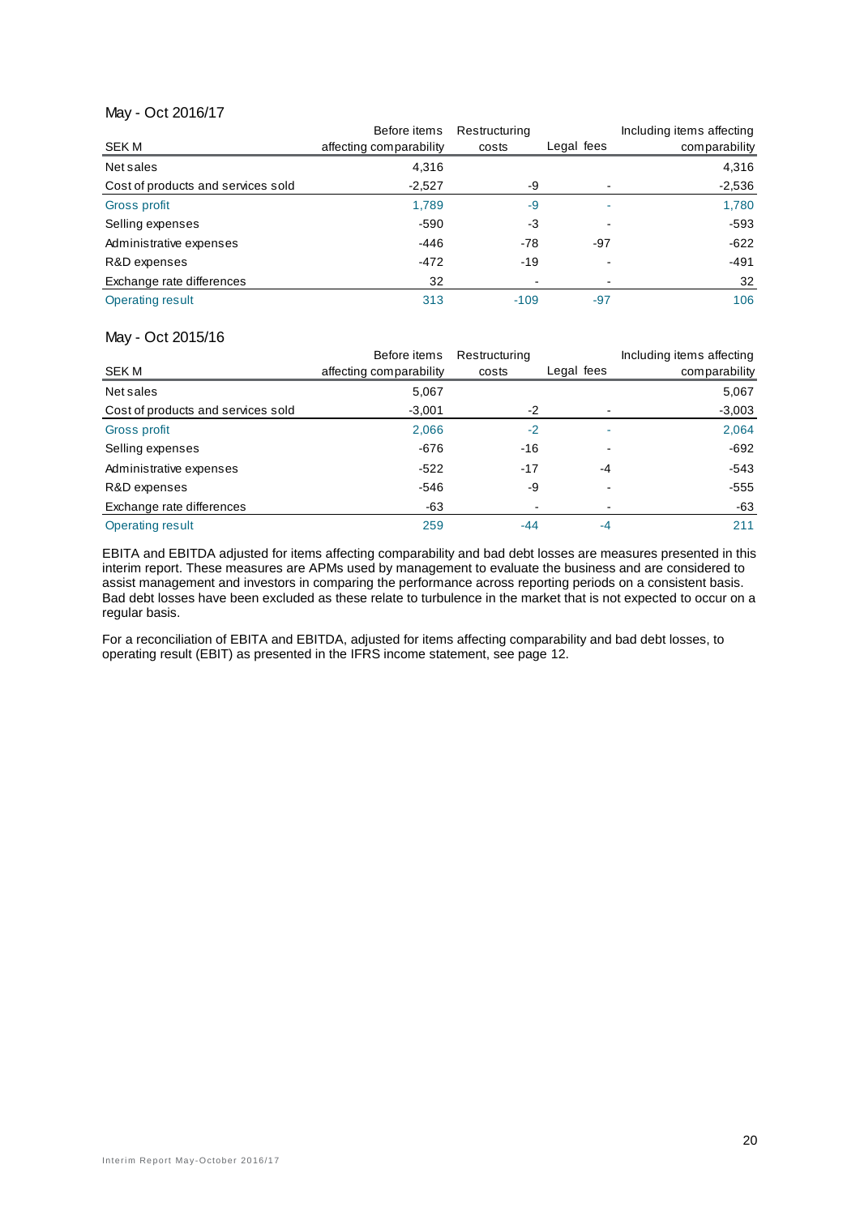May - Oct 2016/17

| SEK M | Before items affecting comparability | Restructuring costs | Legal fees | Including items affecting comparability |
|---|---|---|---|---|
| Net sales | 4,316 | | | 4,316 |
| Cost of products and services sold | -2,527 | -9 | - | -2,536 |
| Gross profit | 1,789 | -9 | - | 1,780 |
| Selling expenses | -590 | -3 | - | -593 |
| Administrative expenses | -446 | -78 | -97 | -622 |
| R&D expenses | -472 | -19 | - | -491 |
| Exchange rate differences | 32 | - | - | 32 |
| Operating result | 313 | -109 | -97 | 106 |

May - Oct 2015/16

| SEK M | Before items affecting comparability | Restructuring costs | Legal fees | Including items affecting comparability |
|---|---|---|---|---|
| Net sales | 5,067 | | | 5,067 |
| Cost of products and services sold | -3,001 | -2 | - | -3,003 |
| Gross profit | 2,066 | -2 | - | 2,064 |
| Selling expenses | -676 | -16 | - | -692 |
| Administrative expenses | -522 | -17 | -4 | -543 |
| R&D expenses | -546 | -9 | - | -555 |
| Exchange rate differences | -63 | - | - | -63 |
| Operating result | 259 | -44 | -4 | 211 |

EBITA and EBITDA adjusted for items affecting comparability and bad debt losses are measures presented in this interim report. These measures are APMs used by management to evaluate the business and are considered to assist management and investors in comparing the performance across reporting periods on a consistent basis. Bad debt losses have been excluded as these relate to turbulence in the market that is not expected to occur on a regular basis.

For a reconciliation of EBITA and EBITDA, adjusted for items affecting comparability and bad debt losses, to operating result (EBIT) as presented in the IFRS income statement, see page 12.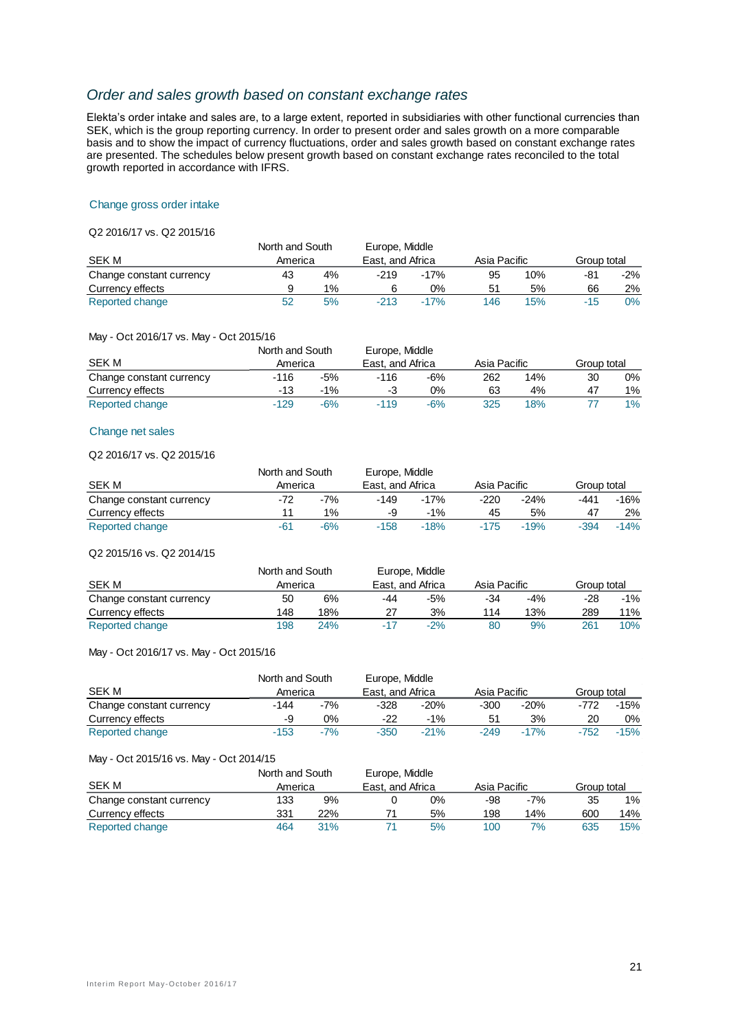## *Order and sales growth based on constant exchange rates*

Elekta's order intake and sales are, to a large extent, reported in subsidiaries with other functional currencies than SEK, which is the group reporting currency. In order to present order and sales growth on a more comparable basis and to show the impact of currency fluctuations, order and sales growth based on constant exchange rates are presented. The schedules below present growth based on constant exchange rates reconciled to the total growth reported in accordance with IFRS.

### Change gross order intake

Q2 2016/17 vs. Q2 2015/16

| SEK M | North and South America | | Europe, Middle East, and Africa | | Asia Pacific | | Group total | |
|---|---|---|---|---|---|---|---|---|
| Change constant currency | 43 | 4% | -219 | -17% | 95 | 10% | -81 | -2% |
| Currency effects | 9 | 1% | 6 | 0% | 51 | 5% | 66 | 2% |
| Reported change | 52 | 5% | -213 | -17% | 146 | 15% | -15 | 0% |

May - Oct 2016/17 vs. May - Oct 2015/16

| SEK M | North and South America | | Europe, Middle East, and Africa | | Asia Pacific | | Group total | |
|---|---|---|---|---|---|---|---|---|
| Change constant currency | -116 | -5% | -116 | -6% | 262 | 14% | 30 | 0% |
| Currency effects | -13 | -1% | -3 | 0% | 63 | 4% | 47 | 1% |
| Reported change | -129 | -6% | -119 | -6% | 325 | 18% | 77 | 1% |

### Change net sales

Q2 2016/17 vs. Q2 2015/16

| SEK M | North and South America | | Europe, Middle East, and Africa | | Asia Pacific | | Group total | |
|---|---|---|---|---|---|---|---|---|
| Change constant currency | -72 | -7% | -149 | -17% | -220 | -24% | -441 | -16% |
| Currency effects | 11 | 1% | -9 | -1% | 45 | 5% | 47 | 2% |
| Reported change | -61 | -6% | -158 | -18% | -175 | -19% | -394 | -14% |

Q2 2015/16 vs. Q2 2014/15

| SEK M | North and South America | | Europe, Middle East, and Africa | | Asia Pacific | | Group total | |
|---|---|---|---|---|---|---|---|---|
| Change constant currency | 50 | 6% | -44 | -5% | -34 | -4% | -28 | -1% |
| Currency effects | 148 | 18% | 27 | 3% | 114 | 13% | 289 | 11% |
| Reported change | 198 | 24% | -17 | -2% | 80 | 9% | 261 | 10% |

May - Oct 2016/17 vs. May - Oct 2015/16

| SEK M | North and South America | | Europe, Middle East, and Africa | | Asia Pacific | | Group total | |
|---|---|---|---|---|---|---|---|---|
| Change constant currency | -144 | -7% | -328 | -20% | -300 | -20% | -772 | -15% |
| Currency effects | -9 | 0% | -22 | -1% | 51 | 3% | 20 | 0% |
| Reported change | -153 | -7% | -350 | -21% | -249 | -17% | -752 | -15% |

May - Oct 2015/16 vs. May - Oct 2014/15

| SEK M | North and South America | | Europe, Middle East, and Africa | | Asia Pacific | | Group total | |
|---|---|---|---|---|---|---|---|---|
| Change constant currency | 133 | 9% | 0 | 0% | -98 | -7% | 35 | 1% |
| Currency effects | 331 | 22% | 71 | 5% | 198 | 14% | 600 | 14% |
| Reported change | 464 | 31% | 71 | 5% | 100 | 7% | 635 | 15% |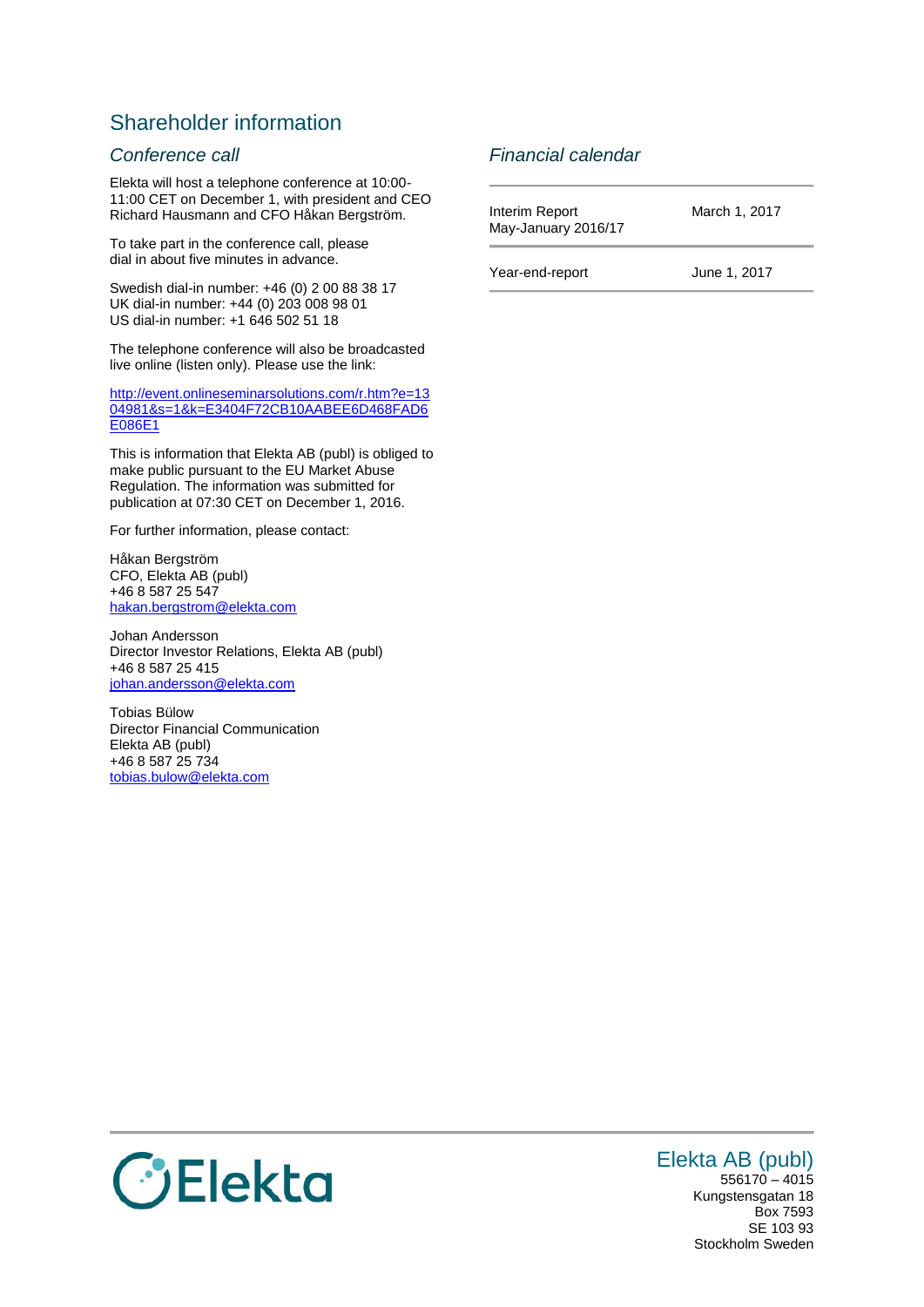# Shareholder information

## *Conference call*

Elekta will host a telephone conference at 10:00-11:00 CET on December 1, with president and CEO Richard Hausmann and CFO Håkan Bergström.

To take part in the conference call, please dial in about five minutes in advance.

Swedish dial-in number: +46 (0) 2 00 88 38 17
UK dial-in number: +44 (0) 203 008 98 01
US dial-in number: +1 646 502 51 18

The telephone conference will also be broadcasted live online (listen only). Please use the link:

http://event.onlineseminarsolutions.com/r.htm?e=1304981&s=1&k=E3404F72CB10AABEE6D468FAD6E086E1

This is information that Elekta AB (publ) is obliged to make public pursuant to the EU Market Abuse Regulation. The information was submitted for publication at 07:30 CET on December 1, 2016.

For further information, please contact:

Håkan Bergström
CFO, Elekta AB (publ)
+46 8 587 25 547
hakan.bergstrom@elekta.com

Johan Andersson
Director Investor Relations, Elekta AB (publ)
+46 8 587 25 415
johan.andersson@elekta.com

Tobias Bülow
Director Financial Communication
Elekta AB (publ)
+46 8 587 25 734
tobias.bulow@elekta.com

## *Financial calendar*

| | |
|---|---|
| Interim Report May-January 2016/17 | March 1, 2017 |
| Year-end-report | June 1, 2017 |

Elekta

Elekta AB (publ)
556170 – 4015
Kungstensgatan 18
Box 7593
SE 103 93
Stockholm Sweden